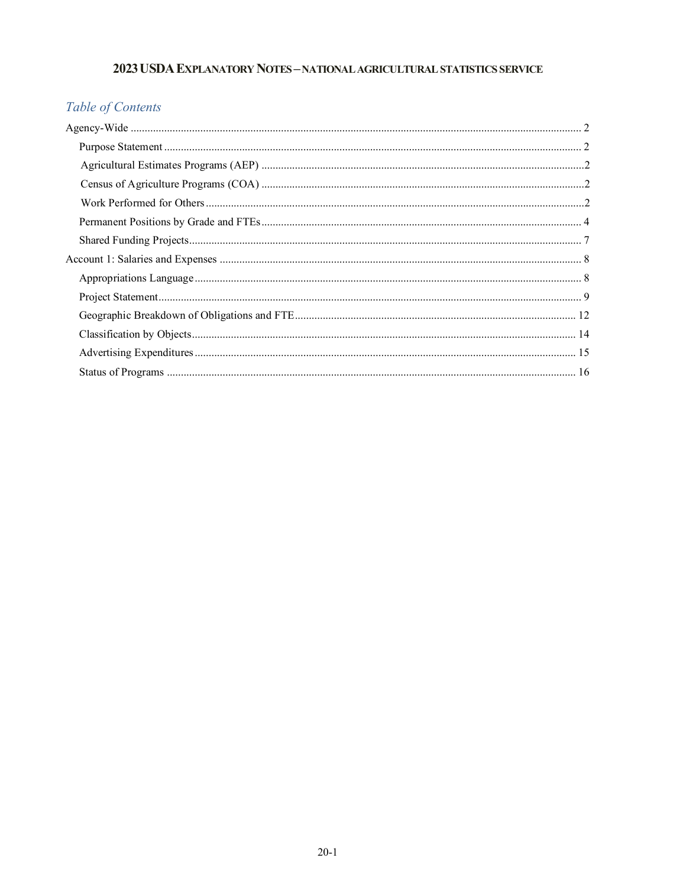# 2023 USDA Explanatory Notes – National Agricultural Statistics Service

## *Table of Contents*

- Agency-Wide ........ 2
  - Purpose Statement ........ 2
  - Agricultural Estimates Programs (AEP) ........ 2
  - Census of Agriculture Programs (COA) ........ 2
  - Work Performed for Others ........ 2
  - Permanent Positions by Grade and FTEs ........ 4
  - Shared Funding Projects ........ 7
- Account 1: Salaries and Expenses ........ 8
  - Appropriations Language ........ 8
  - Project Statement ........ 9
  - Geographic Breakdown of Obligations and FTE ........ 12
  - Classification by Objects ........ 14
  - Advertising Expenditures ........ 15
  - Status of Programs ........ 16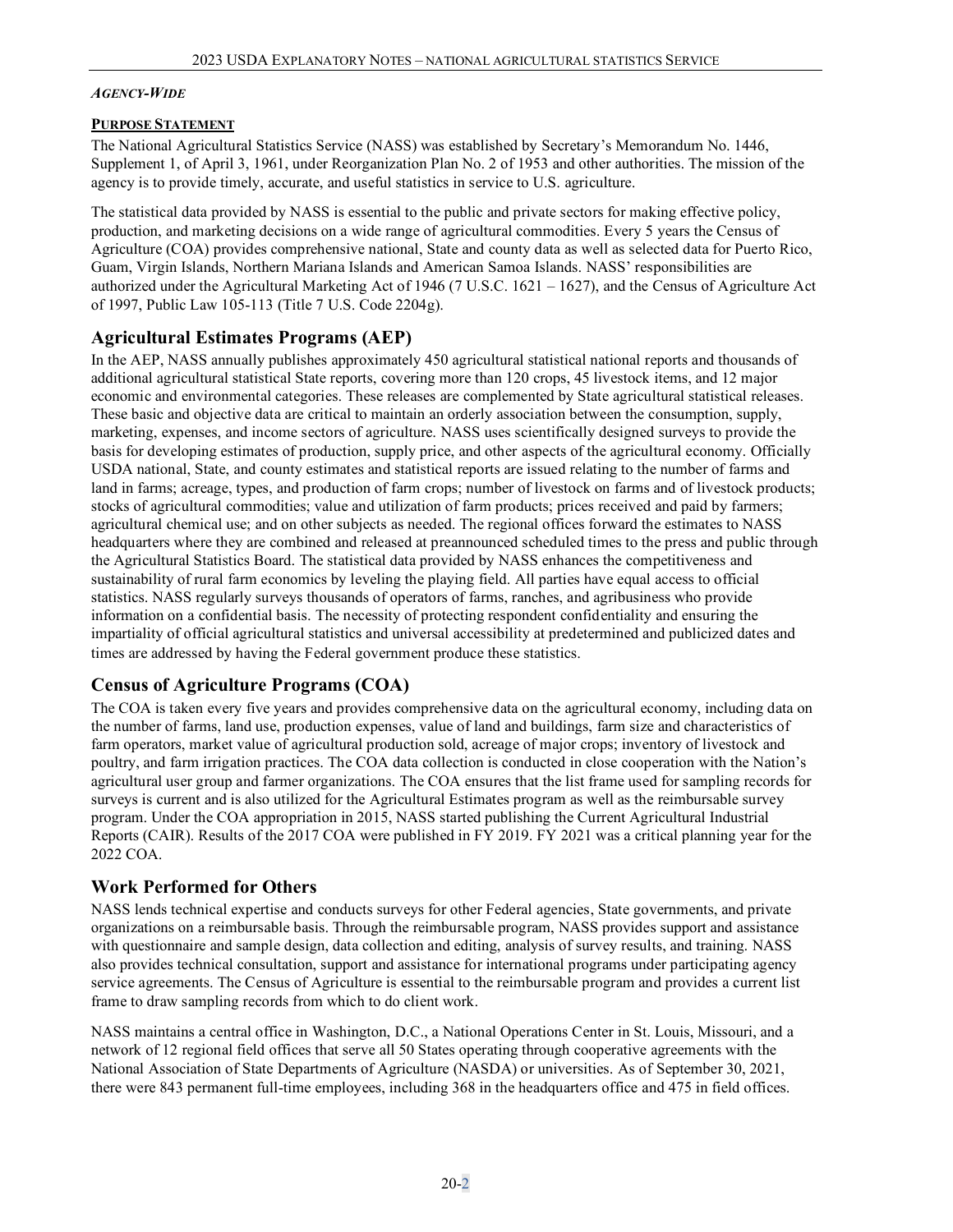*AGENCY-WIDE*

**PURPOSE STATEMENT**

The National Agricultural Statistics Service (NASS) was established by Secretary's Memorandum No. 1446, Supplement 1, of April 3, 1961, under Reorganization Plan No. 2 of 1953 and other authorities. The mission of the agency is to provide timely, accurate, and useful statistics in service to U.S. agriculture.

The statistical data provided by NASS is essential to the public and private sectors for making effective policy, production, and marketing decisions on a wide range of agricultural commodities. Every 5 years the Census of Agriculture (COA) provides comprehensive national, State and county data as well as selected data for Puerto Rico, Guam, Virgin Islands, Northern Mariana Islands and American Samoa Islands. NASS' responsibilities are authorized under the Agricultural Marketing Act of 1946 (7 U.S.C. 1621 – 1627), and the Census of Agriculture Act of 1997, Public Law 105-113 (Title 7 U.S. Code 2204g).

## Agricultural Estimates Programs (AEP)

In the AEP, NASS annually publishes approximately 450 agricultural statistical national reports and thousands of additional agricultural statistical State reports, covering more than 120 crops, 45 livestock items, and 12 major economic and environmental categories. These releases are complemented by State agricultural statistical releases. These basic and objective data are critical to maintain an orderly association between the consumption, supply, marketing, expenses, and income sectors of agriculture. NASS uses scientifically designed surveys to provide the basis for developing estimates of production, supply price, and other aspects of the agricultural economy. Officially USDA national, State, and county estimates and statistical reports are issued relating to the number of farms and land in farms; acreage, types, and production of farm crops; number of livestock on farms and of livestock products; stocks of agricultural commodities; value and utilization of farm products; prices received and paid by farmers; agricultural chemical use; and on other subjects as needed. The regional offices forward the estimates to NASS headquarters where they are combined and released at preannounced scheduled times to the press and public through the Agricultural Statistics Board. The statistical data provided by NASS enhances the competitiveness and sustainability of rural farm economics by leveling the playing field. All parties have equal access to official statistics. NASS regularly surveys thousands of operators of farms, ranches, and agribusiness who provide information on a confidential basis. The necessity of protecting respondent confidentiality and ensuring the impartiality of official agricultural statistics and universal accessibility at predetermined and publicized dates and times are addressed by having the Federal government produce these statistics.

## Census of Agriculture Programs (COA)

The COA is taken every five years and provides comprehensive data on the agricultural economy, including data on the number of farms, land use, production expenses, value of land and buildings, farm size and characteristics of farm operators, market value of agricultural production sold, acreage of major crops; inventory of livestock and poultry, and farm irrigation practices. The COA data collection is conducted in close cooperation with the Nation's agricultural user group and farmer organizations. The COA ensures that the list frame used for sampling records for surveys is current and is also utilized for the Agricultural Estimates program as well as the reimbursable survey program. Under the COA appropriation in 2015, NASS started publishing the Current Agricultural Industrial Reports (CAIR). Results of the 2017 COA were published in FY 2019. FY 2021 was a critical planning year for the 2022 COA.

## Work Performed for Others

NASS lends technical expertise and conducts surveys for other Federal agencies, State governments, and private organizations on a reimbursable basis. Through the reimbursable program, NASS provides support and assistance with questionnaire and sample design, data collection and editing, analysis of survey results, and training. NASS also provides technical consultation, support and assistance for international programs under participating agency service agreements. The Census of Agriculture is essential to the reimbursable program and provides a current list frame to draw sampling records from which to do client work.

NASS maintains a central office in Washington, D.C., a National Operations Center in St. Louis, Missouri, and a network of 12 regional field offices that serve all 50 States operating through cooperative agreements with the National Association of State Departments of Agriculture (NASDA) or universities. As of September 30, 2021, there were 843 permanent full-time employees, including 368 in the headquarters office and 475 in field offices.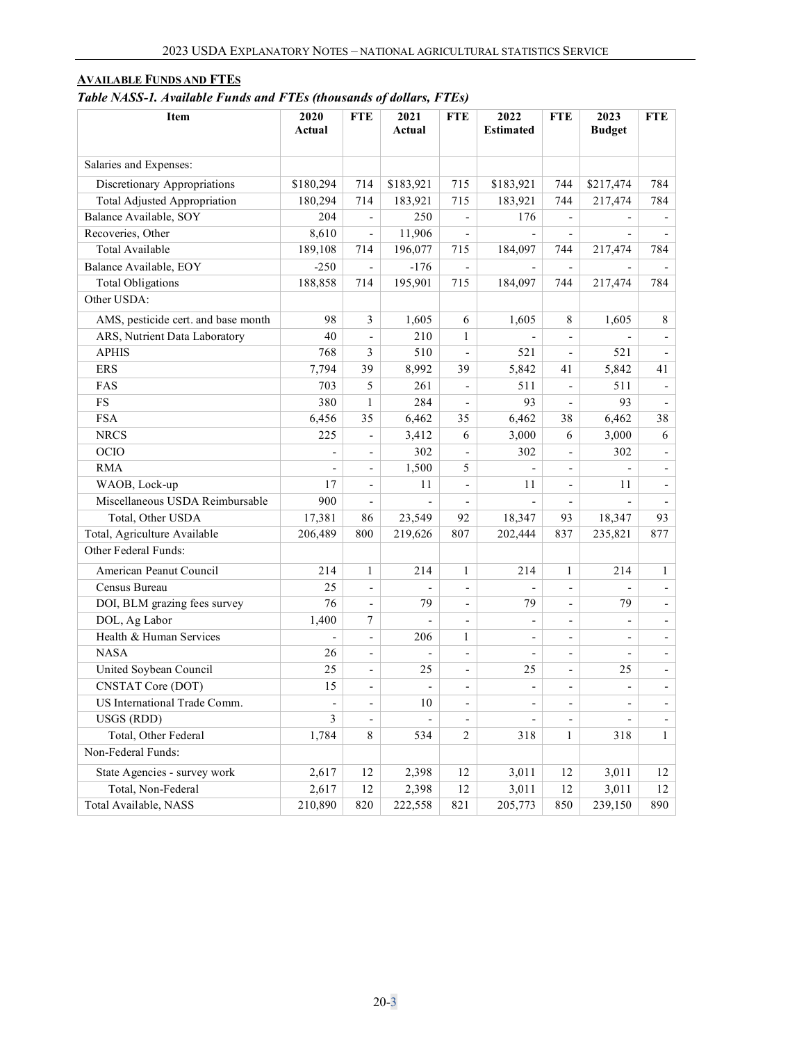## Available Funds and FTEs

***Table NASS-1. Available Funds and FTEs (thousands of dollars, FTEs)***

| Item | 2020 Actual | FTE | 2021 Actual | FTE | 2022 Estimated | FTE | 2023 Budget | FTE |
|---|---|---|---|---|---|---|---|---|
| Salaries and Expenses: | | | | | | | | |
| Discretionary Appropriations | $180,294 | 714 | $183,921 | 715 | $183,921 | 744 | $217,474 | 784 |
| Total Adjusted Appropriation | 180,294 | 714 | 183,921 | 715 | 183,921 | 744 | 217,474 | 784 |
| Balance Available, SOY | 204 | - | 250 | - | 176 | - | - | - |
| Recoveries, Other | 8,610 | - | 11,906 | - | - | - | - | - |
| Total Available | 189,108 | 714 | 196,077 | 715 | 184,097 | 744 | 217,474 | 784 |
| Balance Available, EOY | -250 | - | -176 | - | - | - | - | - |
| Total Obligations | 188,858 | 714 | 195,901 | 715 | 184,097 | 744 | 217,474 | 784 |
| Other USDA: | | | | | | | | |
| AMS, pesticide cert. and base month | 98 | 3 | 1,605 | 6 | 1,605 | 8 | 1,605 | 8 |
| ARS, Nutrient Data Laboratory | 40 | - | 210 | 1 | - | - | - | - |
| APHIS | 768 | 3 | 510 | - | 521 | - | 521 | - |
| ERS | 7,794 | 39 | 8,992 | 39 | 5,842 | 41 | 5,842 | 41 |
| FAS | 703 | 5 | 261 | - | 511 | - | 511 | - |
| FS | 380 | 1 | 284 | - | 93 | - | 93 | - |
| FSA | 6,456 | 35 | 6,462 | 35 | 6,462 | 38 | 6,462 | 38 |
| NRCS | 225 | - | 3,412 | 6 | 3,000 | 6 | 3,000 | 6 |
| OCIO | - | - | 302 | - | 302 | - | 302 | - |
| RMA | - | - | 1,500 | 5 | - | - | - | - |
| WAOB, Lock-up | 17 | - | 11 | - | 11 | - | 11 | - |
| Miscellaneous USDA Reimbursable | 900 | - | - | - | - | - | - | - |
| Total, Other USDA | 17,381 | 86 | 23,549 | 92 | 18,347 | 93 | 18,347 | 93 |
| Total, Agriculture Available | 206,489 | 800 | 219,626 | 807 | 202,444 | 837 | 235,821 | 877 |
| Other Federal Funds: | | | | | | | | |
| American Peanut Council | 214 | 1 | 214 | 1 | 214 | 1 | 214 | 1 |
| Census Bureau | 25 | - | - | - | - | - | - | - |
| DOI, BLM grazing fees survey | 76 | - | 79 | - | 79 | - | 79 | - |
| DOL, Ag Labor | 1,400 | 7 | - | - | - | - | - | - |
| Health & Human Services | - | - | 206 | 1 | - | - | - | - |
| NASA | 26 | - | - | - | - | - | - | - |
| United Soybean Council | 25 | - | 25 | - | 25 | - | 25 | - |
| CNSTAT Core (DOT) | 15 | - | - | - | - | - | - | - |
| US International Trade Comm. | - | - | 10 | - | - | - | - | - |
| USGS (RDD) | 3 | - | - | - | - | - | - | - |
| Total, Other Federal | 1,784 | 8 | 534 | 2 | 318 | 1 | 318 | 1 |
| Non-Federal Funds: | | | | | | | | |
| State Agencies - survey work | 2,617 | 12 | 2,398 | 12 | 3,011 | 12 | 3,011 | 12 |
| Total, Non-Federal | 2,617 | 12 | 2,398 | 12 | 3,011 | 12 | 3,011 | 12 |
| Total Available, NASS | 210,890 | 820 | 222,558 | 821 | 205,773 | 850 | 239,150 | 890 |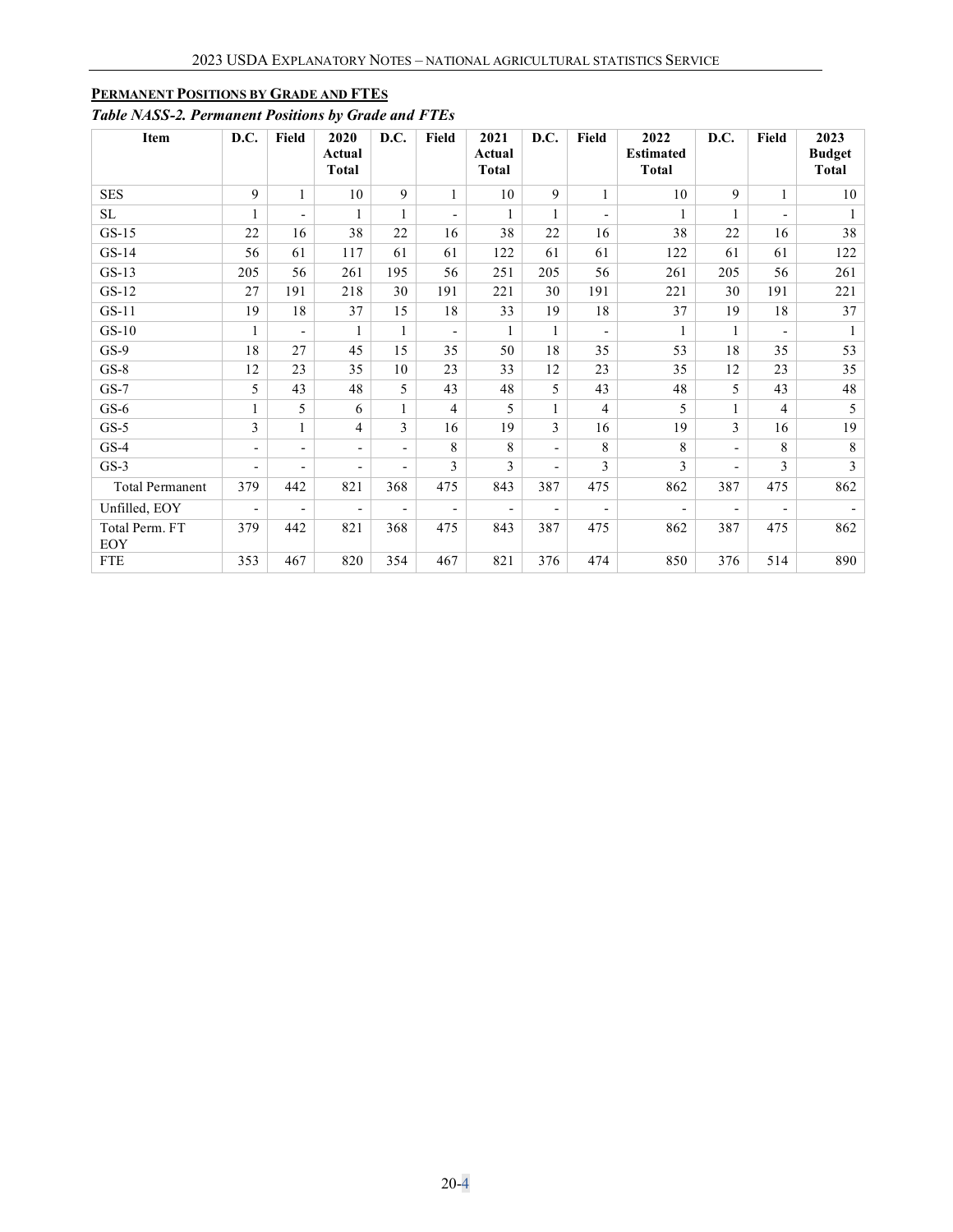**PERMANENT POSITIONS BY GRADE AND FTES**

*Table NASS-2. Permanent Positions by Grade and FTEs*

| Item | D.C. | Field | 2020 Actual Total | D.C. | Field | 2021 Actual Total | D.C. | Field | 2022 Estimated Total | D.C. | Field | 2023 Budget Total |
|---|---|---|---|---|---|---|---|---|---|---|---|---|
| SES | 9 | 1 | 10 | 9 | 1 | 10 | 9 | 1 | 10 | 9 | 1 | 10 |
| SL | 1 | - | 1 | 1 | - | 1 | 1 | - | 1 | 1 | - | 1 |
| GS-15 | 22 | 16 | 38 | 22 | 16 | 38 | 22 | 16 | 38 | 22 | 16 | 38 |
| GS-14 | 56 | 61 | 117 | 61 | 61 | 122 | 61 | 61 | 122 | 61 | 61 | 122 |
| GS-13 | 205 | 56 | 261 | 195 | 56 | 251 | 205 | 56 | 261 | 205 | 56 | 261 |
| GS-12 | 27 | 191 | 218 | 30 | 191 | 221 | 30 | 191 | 221 | 30 | 191 | 221 |
| GS-11 | 19 | 18 | 37 | 15 | 18 | 33 | 19 | 18 | 37 | 19 | 18 | 37 |
| GS-10 | 1 | - | 1 | 1 | - | 1 | 1 | - | 1 | 1 | - | 1 |
| GS-9 | 18 | 27 | 45 | 15 | 35 | 50 | 18 | 35 | 53 | 18 | 35 | 53 |
| GS-8 | 12 | 23 | 35 | 10 | 23 | 33 | 12 | 23 | 35 | 12 | 23 | 35 |
| GS-7 | 5 | 43 | 48 | 5 | 43 | 48 | 5 | 43 | 48 | 5 | 43 | 48 |
| GS-6 | 1 | 5 | 6 | 1 | 4 | 5 | 1 | 4 | 5 | 1 | 4 | 5 |
| GS-5 | 3 | 1 | 4 | 3 | 16 | 19 | 3 | 16 | 19 | 3 | 16 | 19 |
| GS-4 | - | - | - | - | 8 | 8 | - | 8 | 8 | - | 8 | 8 |
| GS-3 | - | - | - | - | 3 | 3 | - | 3 | 3 | - | 3 | 3 |
| Total Permanent | 379 | 442 | 821 | 368 | 475 | 843 | 387 | 475 | 862 | 387 | 475 | 862 |
| Unfilled, EOY | - | - | - | - | - | - | - | - | - | - | - | - |
| Total Perm. FT EOY | 379 | 442 | 821 | 368 | 475 | 843 | 387 | 475 | 862 | 387 | 475 | 862 |
| FTE | 353 | 467 | 820 | 354 | 467 | 821 | 376 | 474 | 850 | 376 | 514 | 890 |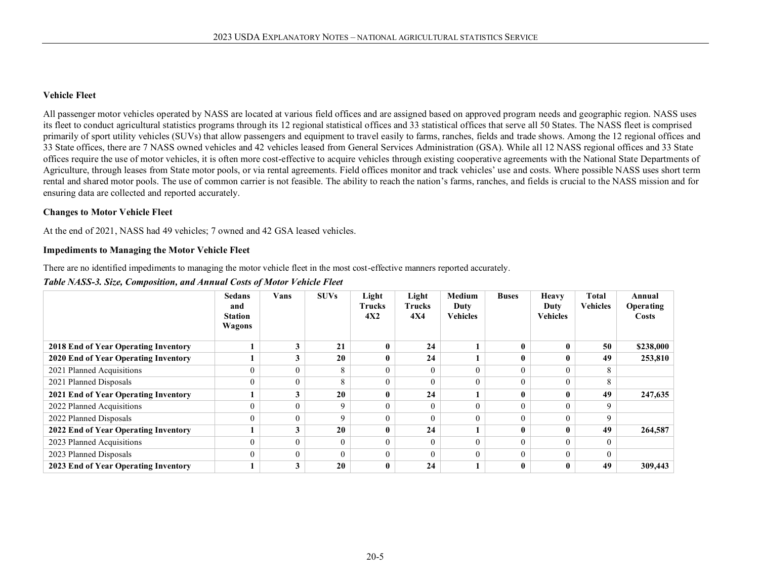### Vehicle Fleet

All passenger motor vehicles operated by NASS are located at various field offices and are assigned based on approved program needs and geographic region. NASS uses its fleet to conduct agricultural statistics programs through its 12 regional statistical offices and 33 statistical offices that serve all 50 States. The NASS fleet is comprised primarily of sport utility vehicles (SUVs) that allow passengers and equipment to travel easily to farms, ranches, fields and trade shows. Among the 12 regional offices and 33 State offices, there are 7 NASS owned vehicles and 42 vehicles leased from General Services Administration (GSA). While all 12 NASS regional offices and 33 State offices require the use of motor vehicles, it is often more cost-effective to acquire vehicles through existing cooperative agreements with the National State Departments of Agriculture, through leases from State motor pools, or via rental agreements. Field offices monitor and track vehicles' use and costs. Where possible NASS uses short term rental and shared motor pools. The use of common carrier is not feasible. The ability to reach the nation's farms, ranches, and fields is crucial to the NASS mission and for ensuring data are collected and reported accurately.

### Changes to Motor Vehicle Fleet

At the end of 2021, NASS had 49 vehicles; 7 owned and 42 GSA leased vehicles.

### Impediments to Managing the Motor Vehicle Fleet

There are no identified impediments to managing the motor vehicle fleet in the most cost-effective manners reported accurately.

***Table NASS-3. Size, Composition, and Annual Costs of Motor Vehicle Fleet***

| | Sedans and Station Wagons | Vans | SUVs | Light Trucks 4X2 | Light Trucks 4X4 | Medium Duty Vehicles | Buses | Heavy Duty Vehicles | Total Vehicles | Annual Operating Costs |
|---|---|---|---|---|---|---|---|---|---|---|
| **2018 End of Year Operating Inventory** | **1** | **3** | **21** | **0** | **24** | **1** | **0** | **0** | **50** | **$238,000** |
| **2020 End of Year Operating Inventory** | **1** | **3** | **20** | **0** | **24** | **1** | **0** | **0** | **49** | **253,810** |
| 2021 Planned Acquisitions | 0 | 0 | 8 | 0 | 0 | 0 | 0 | 0 | 8 | |
| 2021 Planned Disposals | 0 | 0 | 8 | 0 | 0 | 0 | 0 | 0 | 8 | |
| **2021 End of Year Operating Inventory** | **1** | **3** | **20** | **0** | **24** | **1** | **0** | **0** | **49** | **247,635** |
| 2022 Planned Acquisitions | 0 | 0 | 9 | 0 | 0 | 0 | 0 | 0 | 9 | |
| 2022 Planned Disposals | 0 | 0 | 9 | 0 | 0 | 0 | 0 | 0 | 9 | |
| **2022 End of Year Operating Inventory** | **1** | **3** | **20** | **0** | **24** | **1** | **0** | **0** | **49** | **264,587** |
| 2023 Planned Acquisitions | 0 | 0 | 0 | 0 | 0 | 0 | 0 | 0 | 0 | |
| 2023 Planned Disposals | 0 | 0 | 0 | 0 | 0 | 0 | 0 | 0 | 0 | |
| **2023 End of Year Operating Inventory** | **1** | **3** | **20** | **0** | **24** | **1** | **0** | **0** | **49** | **309,443** |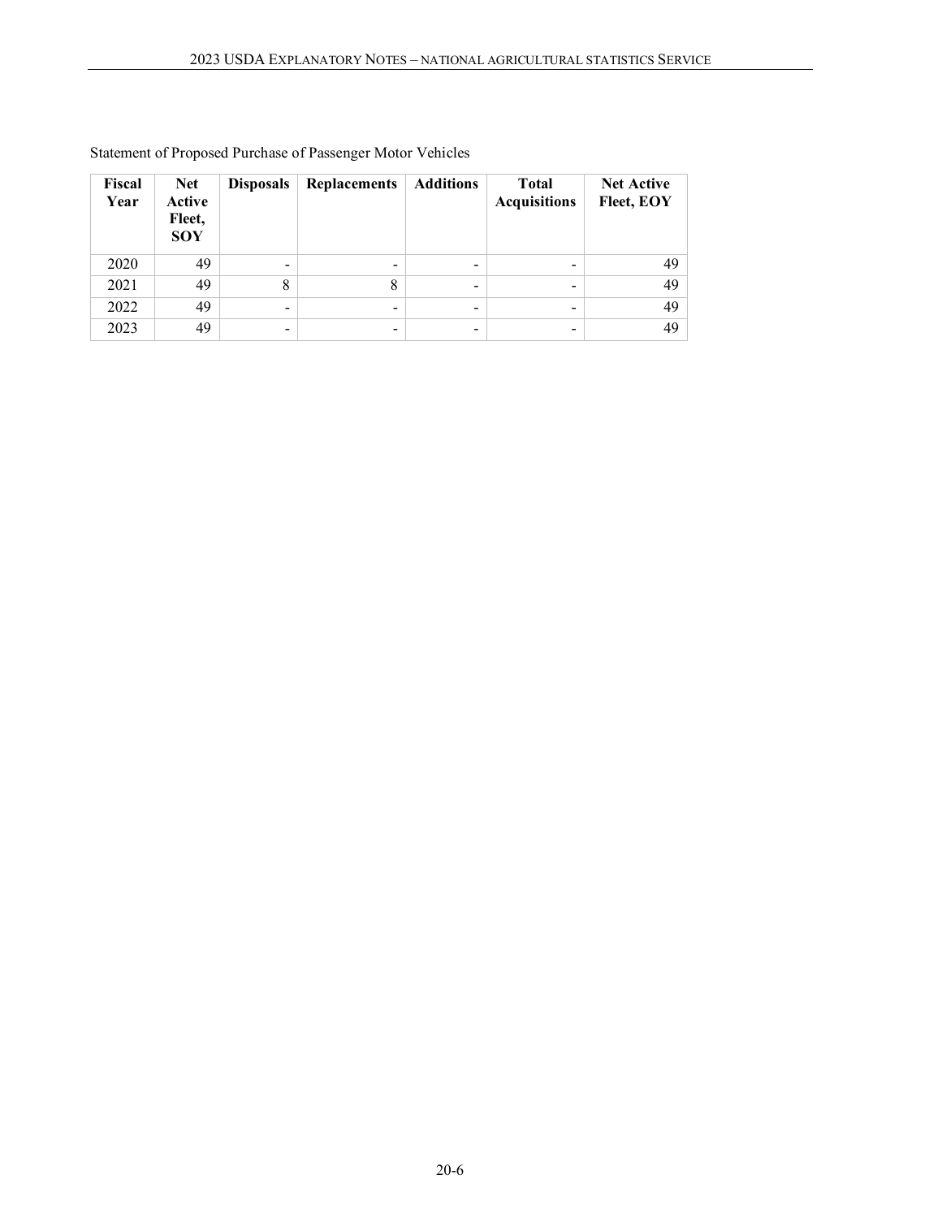Statement of Proposed Purchase of Passenger Motor Vehicles

| Fiscal Year | Net Active Fleet, SOY | Disposals | Replacements | Additions | Total Acquisitions | Net Active Fleet, EOY |
|---|---|---|---|---|---|---|
| 2020 | 49 | - | - | - | - | 49 |
| 2021 | 49 | 8 | 8 | - | - | 49 |
| 2022 | 49 | - | - | - | - | 49 |
| 2023 | 49 | - | - | - | - | 49 |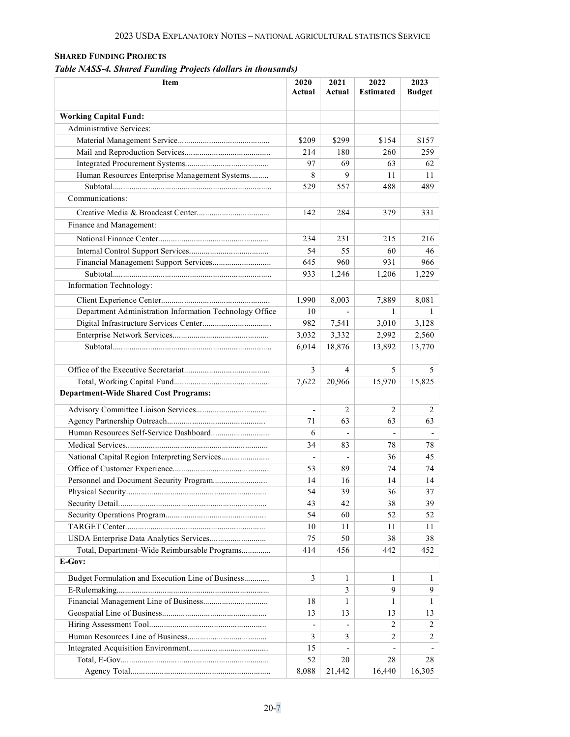**SHARED FUNDING PROJECTS**

*Table NASS-4. Shared Funding Projects (dollars in thousands)*

| Item | 2020 Actual | 2021 Actual | 2022 Estimated | 2023 Budget |
|---|---|---|---|---|
| **Working Capital Fund:** | | | | |
| Administrative Services: | | | | |
| Material Management Service | $209 | $299 | $154 | $157 |
| Mail and Reproduction Services | 214 | 180 | 260 | 259 |
| Integrated Procurement Systems | 97 | 69 | 63 | 62 |
| Human Resources Enterprise Management Systems | 8 | 9 | 11 | 11 |
| Subtotal | 529 | 557 | 488 | 489 |
| Communications: | | | | |
| Creative Media & Broadcast Center | 142 | 284 | 379 | 331 |
| Finance and Management: | | | | |
| National Finance Center | 234 | 231 | 215 | 216 |
| Internal Control Support Services | 54 | 55 | 60 | 46 |
| Financial Management Support Services | 645 | 960 | 931 | 966 |
| Subtotal | 933 | 1,246 | 1,206 | 1,229 |
| Information Technology: | | | | |
| Client Experience Center | 1,990 | 8,003 | 7,889 | 8,081 |
| Department Administration Information Technology Office | 10 | - | 1 | 1 |
| Digital Infrastructure Services Center | 982 | 7,541 | 3,010 | 3,128 |
| Enterprise Network Services | 3,032 | 3,332 | 2,992 | 2,560 |
| Subtotal | 6,014 | 18,876 | 13,892 | 13,770 |
| | | | | |
| Office of the Executive Secretariat | 3 | 4 | 5 | 5 |
| Total, Working Capital Fund | 7,622 | 20,966 | 15,970 | 15,825 |
| **Department-Wide Shared Cost Programs:** | | | | |
| Advisory Committee Liaison Services | - | 2 | 2 | 2 |
| Agency Partnership Outreach | 71 | 63 | 63 | 63 |
| Human Resources Self-Service Dashboard | 6 | - | - | - |
| Medical Services | 34 | 83 | 78 | 78 |
| National Capital Region Interpreting Services | - | - | 36 | 45 |
| Office of Customer Experience | 53 | 89 | 74 | 74 |
| Personnel and Document Security Program | 14 | 16 | 14 | 14 |
| Physical Security | 54 | 39 | 36 | 37 |
| Security Detail | 43 | 42 | 38 | 39 |
| Security Operations Program | 54 | 60 | 52 | 52 |
| TARGET Center | 10 | 11 | 11 | 11 |
| USDA Enterprise Data Analytics Services | 75 | 50 | 38 | 38 |
| Total, Department-Wide Reimbursable Programs | 414 | 456 | 442 | 452 |
| **E-Gov:** | | | | |
| Budget Formulation and Execution Line of Business | 3 | 1 | 1 | 1 |
| E-Rulemaking | | 3 | 9 | 9 |
| Financial Management Line of Business | 18 | 1 | 1 | 1 |
| Geospatial Line of Business | 13 | 13 | 13 | 13 |
| Hiring Assessment Tool | - | - | 2 | 2 |
| Human Resources Line of Business | 3 | 3 | 2 | 2 |
| Integrated Acquisition Environment | 15 | - | - | - |
| Total, E-Gov | 52 | 20 | 28 | 28 |
| Agency Total | 8,088 | 21,442 | 16,440 | 16,305 |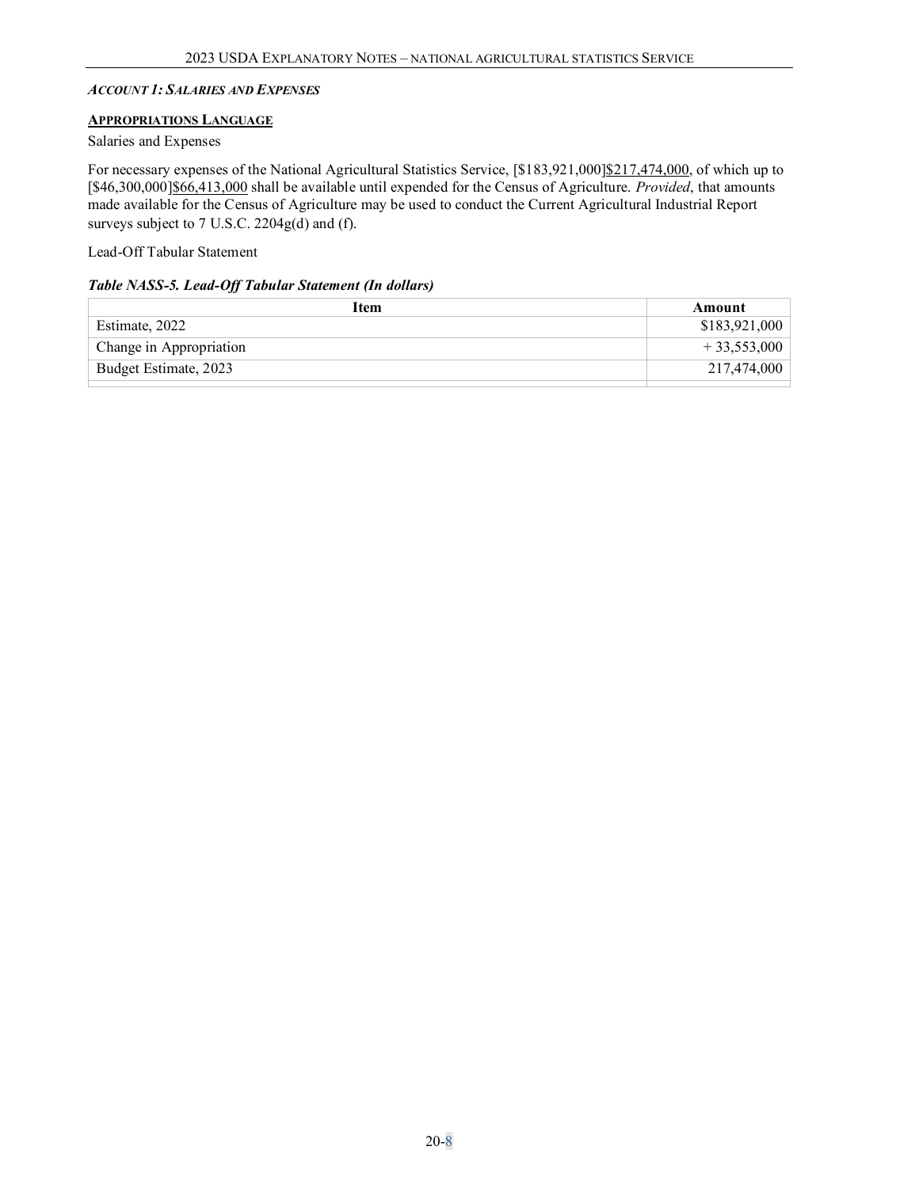### *Account 1: Salaries and Expenses*

**Appropriations Language**

Salaries and Expenses

For necessary expenses of the National Agricultural Statistics Service, [$183,921,000]<u>$217,474,000</u>, of which up to [$46,300,000]<u>$66,413,000</u> shall be available until expended for the Census of Agriculture. *Provided*, that amounts made available for the Census of Agriculture may be used to conduct the Current Agricultural Industrial Report surveys subject to 7 U.S.C. 2204g(d) and (f).

Lead-Off Tabular Statement

***Table NASS-5. Lead-Off Tabular Statement (In dollars)***

| Item | Amount |
|---|---|
| Estimate, 2022 | $183,921,000 |
| Change in Appropriation | + 33,553,000 |
| Budget Estimate, 2023 | 217,474,000 |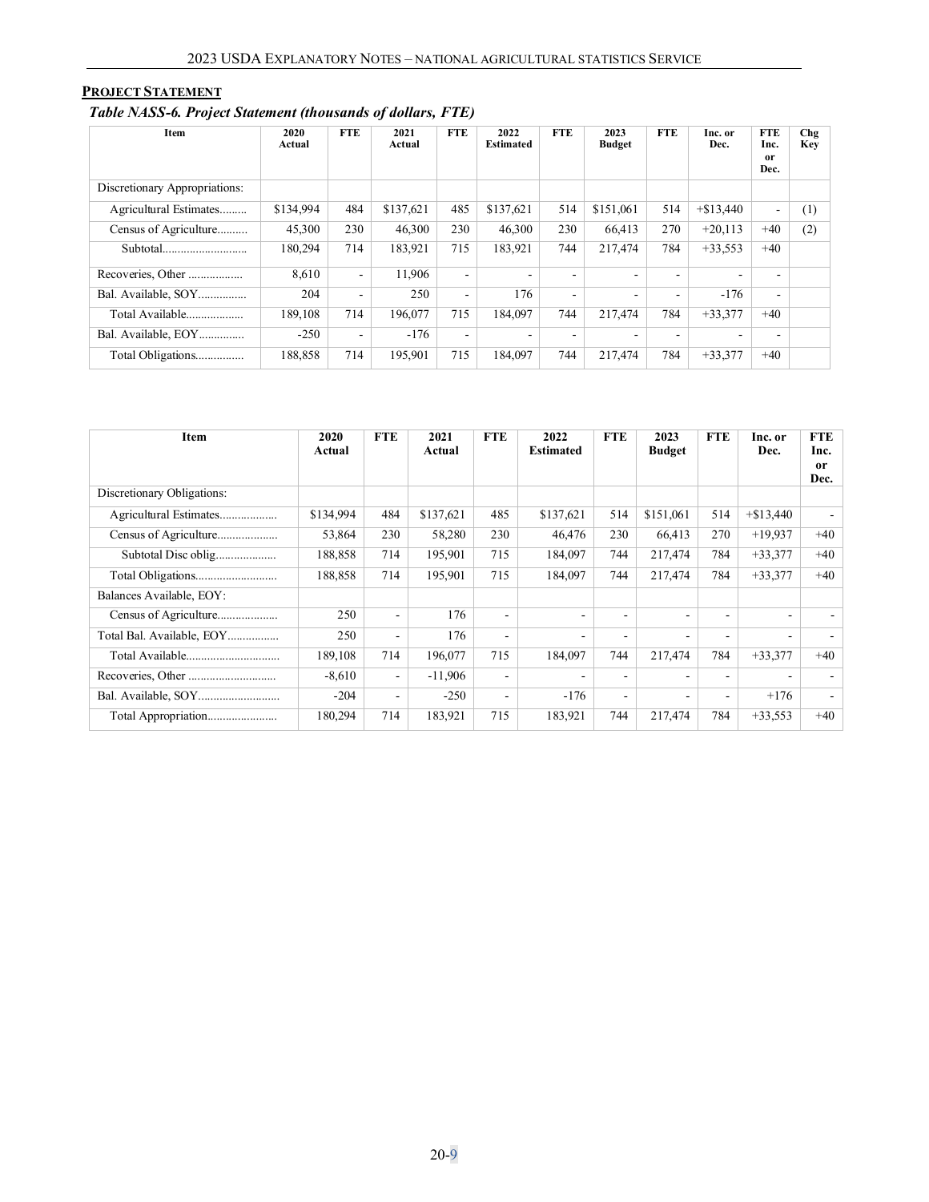**PROJECT STATEMENT**

***Table NASS-6. Project Statement (thousands of dollars, FTE)***

| Item | 2020 Actual | FTE | 2021 Actual | FTE | 2022 Estimated | FTE | 2023 Budget | FTE | Inc. or Dec. | FTE Inc. or Dec. | Chg Key |
|---|---|---|---|---|---|---|---|---|---|---|---|
| Discretionary Appropriations: | | | | | | | | | | | |
| Agricultural Estimates......... | $134,994 | 484 | $137,621 | 485 | $137,621 | 514 | $151,061 | 514 | +$13,440 | - | (1) |
| Census of Agriculture.......... | 45,300 | 230 | 46,300 | 230 | 46,300 | 230 | 66,413 | 270 | +20,113 | +40 | (2) |
| Subtotal........................... | 180,294 | 714 | 183,921 | 715 | 183,921 | 744 | 217,474 | 784 | +33,553 | +40 | |
| Recoveries, Other .................. | 8,610 | - | 11,906 | - | - | - | - | - | - | - | |
| Bal. Available, SOY................ | 204 | - | 250 | - | 176 | - | - | - | -176 | - | |
| Total Available................... | 189,108 | 714 | 196,077 | 715 | 184,097 | 744 | 217,474 | 784 | +33,377 | +40 | |
| Bal. Available, EOY.............. | -250 | - | -176 | - | - | - | - | - | - | - | |
| Total Obligations................ | 188,858 | 714 | 195,901 | 715 | 184,097 | 744 | 217,474 | 784 | +33,377 | +40 | |

| Item | 2020 Actual | FTE | 2021 Actual | FTE | 2022 Estimated | FTE | 2023 Budget | FTE | Inc. or Dec. | FTE Inc. or Dec. |
|---|---|---|---|---|---|---|---|---|---|---|
| Discretionary Obligations: | | | | | | | | | | |
| Agricultural Estimates.................. | $134,994 | 484 | $137,621 | 485 | $137,621 | 514 | $151,061 | 514 | +$13,440 | - |
| Census of Agriculture.................... | 53,864 | 230 | 58,280 | 230 | 46,476 | 230 | 66,413 | 270 | +19,937 | +40 |
| Subtotal Disc oblig.................... | 188,858 | 714 | 195,901 | 715 | 184,097 | 744 | 217,474 | 784 | +33,377 | +40 |
| Total Obligations........................... | 188,858 | 714 | 195,901 | 715 | 184,097 | 744 | 217,474 | 784 | +33,377 | +40 |
| Balances Available, EOY: | | | | | | | | | | |
| Census of Agriculture.................... | 250 | - | 176 | - | - | - | - | - | - | - |
| Total Bal. Available, EOY................. | 250 | - | 176 | - | - | - | - | - | - | - |
| Total Available.............................. | 189,108 | 714 | 196,077 | 715 | 184,097 | 744 | 217,474 | 784 | +33,377 | +40 |
| Recoveries, Other ............................ | -8,610 | - | -11,906 | - | - | - | - | - | - | - |
| Bal. Available, SOY........................... | -204 | - | -250 | - | -176 | - | - | - | +176 | - |
| Total Appropriation....................... | 180,294 | 714 | 183,921 | 715 | 183,921 | 744 | 217,474 | 784 | +33,553 | +40 |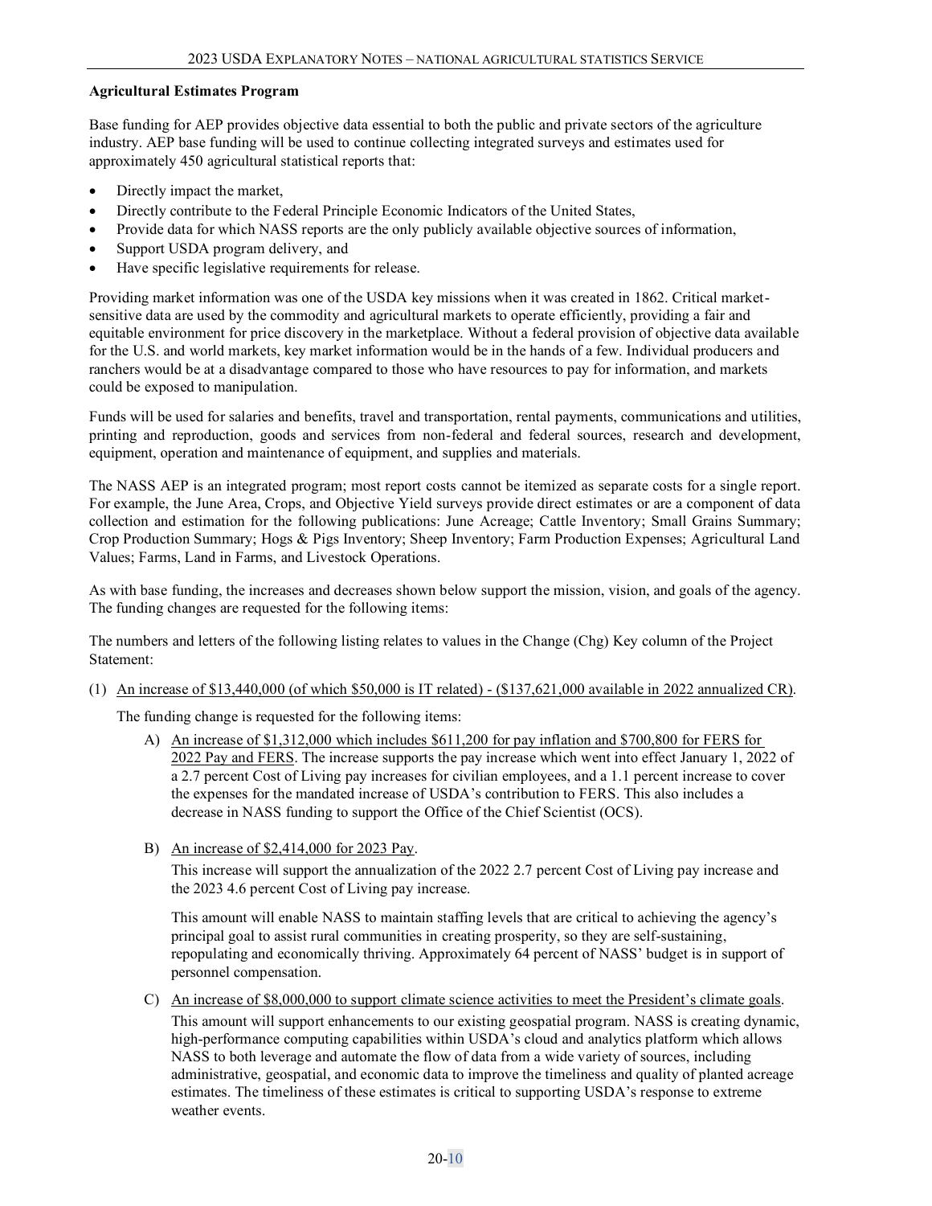**Agricultural Estimates Program**

Base funding for AEP provides objective data essential to both the public and private sectors of the agriculture industry. AEP base funding will be used to continue collecting integrated surveys and estimates used for approximately 450 agricultural statistical reports that:

- Directly impact the market,
- Directly contribute to the Federal Principle Economic Indicators of the United States,
- Provide data for which NASS reports are the only publicly available objective sources of information,
- Support USDA program delivery, and
- Have specific legislative requirements for release.

Providing market information was one of the USDA key missions when it was created in 1862. Critical market-sensitive data are used by the commodity and agricultural markets to operate efficiently, providing a fair and equitable environment for price discovery in the marketplace. Without a federal provision of objective data available for the U.S. and world markets, key market information would be in the hands of a few. Individual producers and ranchers would be at a disadvantage compared to those who have resources to pay for information, and markets could be exposed to manipulation.

Funds will be used for salaries and benefits, travel and transportation, rental payments, communications and utilities, printing and reproduction, goods and services from non-federal and federal sources, research and development, equipment, operation and maintenance of equipment, and supplies and materials.

The NASS AEP is an integrated program; most report costs cannot be itemized as separate costs for a single report. For example, the June Area, Crops, and Objective Yield surveys provide direct estimates or are a component of data collection and estimation for the following publications: June Acreage; Cattle Inventory; Small Grains Summary; Crop Production Summary; Hogs & Pigs Inventory; Sheep Inventory; Farm Production Expenses; Agricultural Land Values; Farms, Land in Farms, and Livestock Operations.

As with base funding, the increases and decreases shown below support the mission, vision, and goals of the agency. The funding changes are requested for the following items:

The numbers and letters of the following listing relates to values in the Change (Chg) Key column of the Project Statement:

(1) An increase of $13,440,000 (of which $50,000 is IT related) - ($137,621,000 available in 2022 annualized CR).

The funding change is requested for the following items:

A) An increase of $1,312,000 which includes $611,200 for pay inflation and $700,800 for FERS for 2022 Pay and FERS. The increase supports the pay increase which went into effect January 1, 2022 of a 2.7 percent Cost of Living pay increases for civilian employees, and a 1.1 percent increase to cover the expenses for the mandated increase of USDA's contribution to FERS. This also includes a decrease in NASS funding to support the Office of the Chief Scientist (OCS).

B) An increase of $2,414,000 for 2023 Pay.

This increase will support the annualization of the 2022 2.7 percent Cost of Living pay increase and the 2023 4.6 percent Cost of Living pay increase.

This amount will enable NASS to maintain staffing levels that are critical to achieving the agency's principal goal to assist rural communities in creating prosperity, so they are self-sustaining, repopulating and economically thriving. Approximately 64 percent of NASS' budget is in support of personnel compensation.

C) An increase of $8,000,000 to support climate science activities to meet the President's climate goals.

This amount will support enhancements to our existing geospatial program. NASS is creating dynamic, high-performance computing capabilities within USDA's cloud and analytics platform which allows NASS to both leverage and automate the flow of data from a wide variety of sources, including administrative, geospatial, and economic data to improve the timeliness and quality of planted acreage estimates. The timeliness of these estimates is critical to supporting USDA's response to extreme weather events.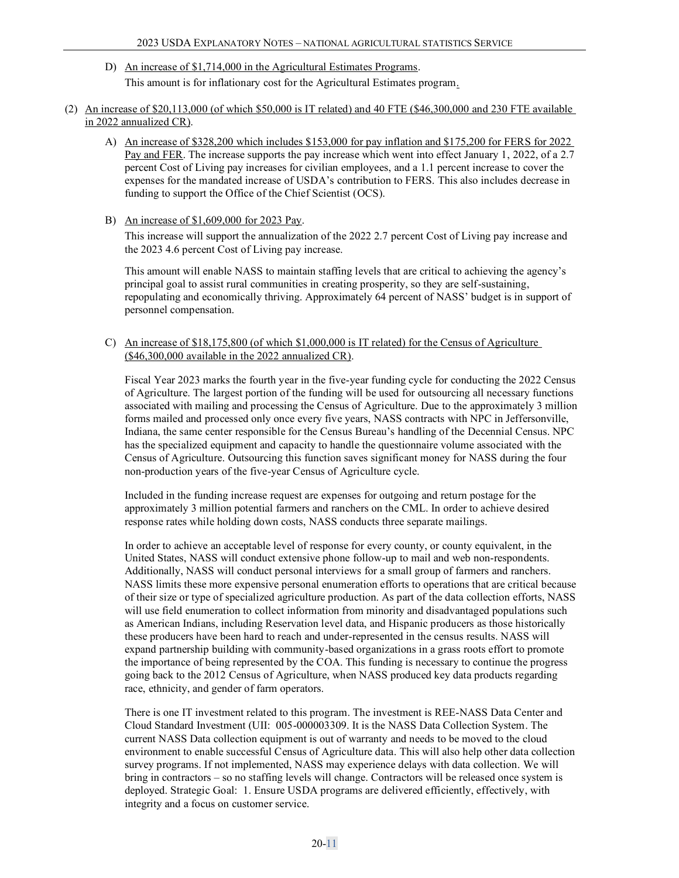D) An increase of $1,714,000 in the Agricultural Estimates Programs.

This amount is for inflationary cost for the Agricultural Estimates program.

(2) An increase of $20,113,000 (of which $50,000 is IT related) and 40 FTE ($46,300,000 and 230 FTE available in 2022 annualized CR).

A) An increase of $328,200 which includes $153,000 for pay inflation and $175,200 for FERS for 2022 Pay and FER. The increase supports the pay increase which went into effect January 1, 2022, of a 2.7 percent Cost of Living pay increases for civilian employees, and a 1.1 percent increase to cover the expenses for the mandated increase of USDA's contribution to FERS. This also includes decrease in funding to support the Office of the Chief Scientist (OCS).

B) An increase of $1,609,000 for 2023 Pay.

This increase will support the annualization of the 2022 2.7 percent Cost of Living pay increase and the 2023 4.6 percent Cost of Living pay increase.

This amount will enable NASS to maintain staffing levels that are critical to achieving the agency's principal goal to assist rural communities in creating prosperity, so they are self-sustaining, repopulating and economically thriving. Approximately 64 percent of NASS' budget is in support of personnel compensation.

C) An increase of $18,175,800 (of which $1,000,000 is IT related) for the Census of Agriculture ($46,300,000 available in the 2022 annualized CR).

Fiscal Year 2023 marks the fourth year in the five-year funding cycle for conducting the 2022 Census of Agriculture. The largest portion of the funding will be used for outsourcing all necessary functions associated with mailing and processing the Census of Agriculture. Due to the approximately 3 million forms mailed and processed only once every five years, NASS contracts with NPC in Jeffersonville, Indiana, the same center responsible for the Census Bureau's handling of the Decennial Census. NPC has the specialized equipment and capacity to handle the questionnaire volume associated with the Census of Agriculture. Outsourcing this function saves significant money for NASS during the four non-production years of the five-year Census of Agriculture cycle.

Included in the funding increase request are expenses for outgoing and return postage for the approximately 3 million potential farmers and ranchers on the CML. In order to achieve desired response rates while holding down costs, NASS conducts three separate mailings.

In order to achieve an acceptable level of response for every county, or county equivalent, in the United States, NASS will conduct extensive phone follow-up to mail and web non-respondents. Additionally, NASS will conduct personal interviews for a small group of farmers and ranchers. NASS limits these more expensive personal enumeration efforts to operations that are critical because of their size or type of specialized agriculture production. As part of the data collection efforts, NASS will use field enumeration to collect information from minority and disadvantaged populations such as American Indians, including Reservation level data, and Hispanic producers as those historically these producers have been hard to reach and under-represented in the census results. NASS will expand partnership building with community-based organizations in a grass roots effort to promote the importance of being represented by the COA. This funding is necessary to continue the progress going back to the 2012 Census of Agriculture, when NASS produced key data products regarding race, ethnicity, and gender of farm operators.

There is one IT investment related to this program. The investment is REE-NASS Data Center and Cloud Standard Investment (UII: 005-000003309. It is the NASS Data Collection System. The current NASS Data collection equipment is out of warranty and needs to be moved to the cloud environment to enable successful Census of Agriculture data. This will also help other data collection survey programs. If not implemented, NASS may experience delays with data collection. We will bring in contractors – so no staffing levels will change. Contractors will be released once system is deployed. Strategic Goal: 1. Ensure USDA programs are delivered efficiently, effectively, with integrity and a focus on customer service.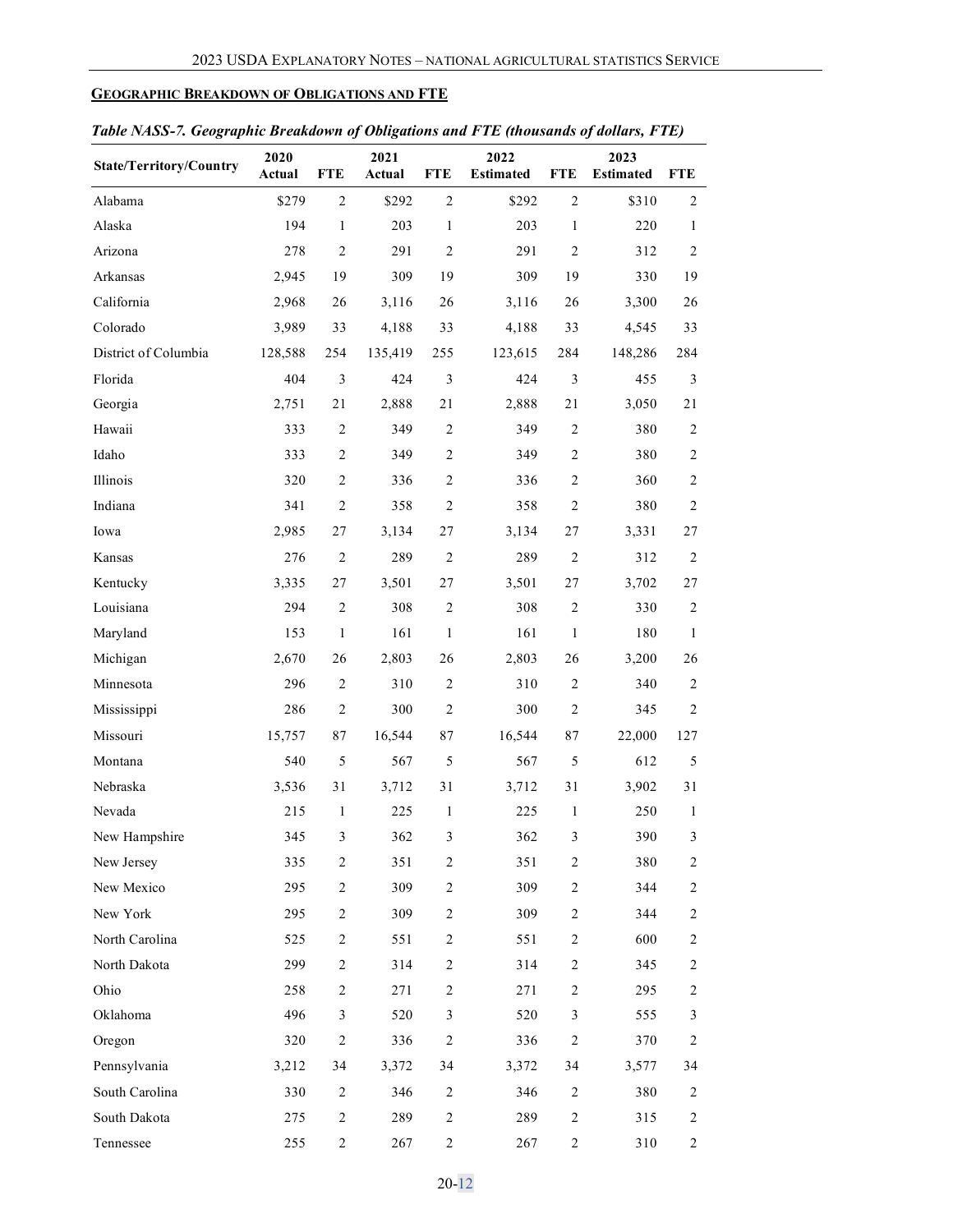## GEOGRAPHIC BREAKDOWN OF OBLIGATIONS AND FTE

*Table NASS-7. Geographic Breakdown of Obligations and FTE (thousands of dollars, FTE)*

| State/Territory/Country | 2020 Actual | FTE | 2021 Actual | FTE | 2022 Estimated | FTE | 2023 Estimated | FTE |
|---|---|---|---|---|---|---|---|---|
| Alabama | $279 | 2 | $292 | 2 | $292 | 2 | $310 | 2 |
| Alaska | 194 | 1 | 203 | 1 | 203 | 1 | 220 | 1 |
| Arizona | 278 | 2 | 291 | 2 | 291 | 2 | 312 | 2 |
| Arkansas | 2,945 | 19 | 309 | 19 | 309 | 19 | 330 | 19 |
| California | 2,968 | 26 | 3,116 | 26 | 3,116 | 26 | 3,300 | 26 |
| Colorado | 3,989 | 33 | 4,188 | 33 | 4,188 | 33 | 4,545 | 33 |
| District of Columbia | 128,588 | 254 | 135,419 | 255 | 123,615 | 284 | 148,286 | 284 |
| Florida | 404 | 3 | 424 | 3 | 424 | 3 | 455 | 3 |
| Georgia | 2,751 | 21 | 2,888 | 21 | 2,888 | 21 | 3,050 | 21 |
| Hawaii | 333 | 2 | 349 | 2 | 349 | 2 | 380 | 2 |
| Idaho | 333 | 2 | 349 | 2 | 349 | 2 | 380 | 2 |
| Illinois | 320 | 2 | 336 | 2 | 336 | 2 | 360 | 2 |
| Indiana | 341 | 2 | 358 | 2 | 358 | 2 | 380 | 2 |
| Iowa | 2,985 | 27 | 3,134 | 27 | 3,134 | 27 | 3,331 | 27 |
| Kansas | 276 | 2 | 289 | 2 | 289 | 2 | 312 | 2 |
| Kentucky | 3,335 | 27 | 3,501 | 27 | 3,501 | 27 | 3,702 | 27 |
| Louisiana | 294 | 2 | 308 | 2 | 308 | 2 | 330 | 2 |
| Maryland | 153 | 1 | 161 | 1 | 161 | 1 | 180 | 1 |
| Michigan | 2,670 | 26 | 2,803 | 26 | 2,803 | 26 | 3,200 | 26 |
| Minnesota | 296 | 2 | 310 | 2 | 310 | 2 | 340 | 2 |
| Mississippi | 286 | 2 | 300 | 2 | 300 | 2 | 345 | 2 |
| Missouri | 15,757 | 87 | 16,544 | 87 | 16,544 | 87 | 22,000 | 127 |
| Montana | 540 | 5 | 567 | 5 | 567 | 5 | 612 | 5 |
| Nebraska | 3,536 | 31 | 3,712 | 31 | 3,712 | 31 | 3,902 | 31 |
| Nevada | 215 | 1 | 225 | 1 | 225 | 1 | 250 | 1 |
| New Hampshire | 345 | 3 | 362 | 3 | 362 | 3 | 390 | 3 |
| New Jersey | 335 | 2 | 351 | 2 | 351 | 2 | 380 | 2 |
| New Mexico | 295 | 2 | 309 | 2 | 309 | 2 | 344 | 2 |
| New York | 295 | 2 | 309 | 2 | 309 | 2 | 344 | 2 |
| North Carolina | 525 | 2 | 551 | 2 | 551 | 2 | 600 | 2 |
| North Dakota | 299 | 2 | 314 | 2 | 314 | 2 | 345 | 2 |
| Ohio | 258 | 2 | 271 | 2 | 271 | 2 | 295 | 2 |
| Oklahoma | 496 | 3 | 520 | 3 | 520 | 3 | 555 | 3 |
| Oregon | 320 | 2 | 336 | 2 | 336 | 2 | 370 | 2 |
| Pennsylvania | 3,212 | 34 | 3,372 | 34 | 3,372 | 34 | 3,577 | 34 |
| South Carolina | 330 | 2 | 346 | 2 | 346 | 2 | 380 | 2 |
| South Dakota | 275 | 2 | 289 | 2 | 289 | 2 | 315 | 2 |
| Tennessee | 255 | 2 | 267 | 2 | 267 | 2 | 310 | 2 |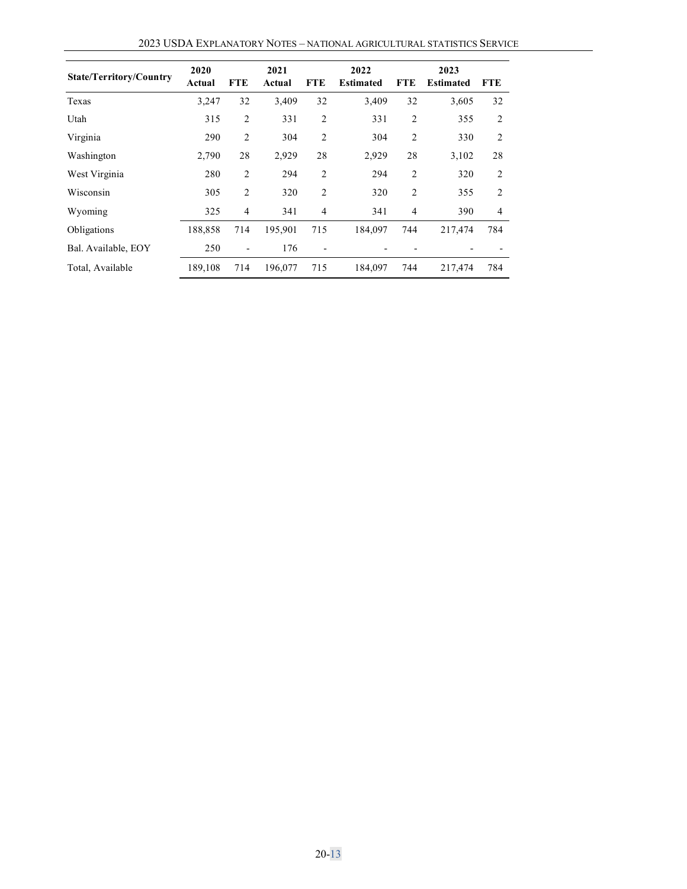| State/Territory/Country | 2020 Actual | FTE | 2021 Actual | FTE | 2022 Estimated | FTE | 2023 Estimated | FTE |
|---|---|---|---|---|---|---|---|---|
| Texas | 3,247 | 32 | 3,409 | 32 | 3,409 | 32 | 3,605 | 32 |
| Utah | 315 | 2 | 331 | 2 | 331 | 2 | 355 | 2 |
| Virginia | 290 | 2 | 304 | 2 | 304 | 2 | 330 | 2 |
| Washington | 2,790 | 28 | 2,929 | 28 | 2,929 | 28 | 3,102 | 28 |
| West Virginia | 280 | 2 | 294 | 2 | 294 | 2 | 320 | 2 |
| Wisconsin | 305 | 2 | 320 | 2 | 320 | 2 | 355 | 2 |
| Wyoming | 325 | 4 | 341 | 4 | 341 | 4 | 390 | 4 |
| Obligations | 188,858 | 714 | 195,901 | 715 | 184,097 | 744 | 217,474 | 784 |
| Bal. Available, EOY | 250 | - | 176 | - | - | - | - | - |
| Total, Available | 189,108 | 714 | 196,077 | 715 | 184,097 | 744 | 217,474 | 784 |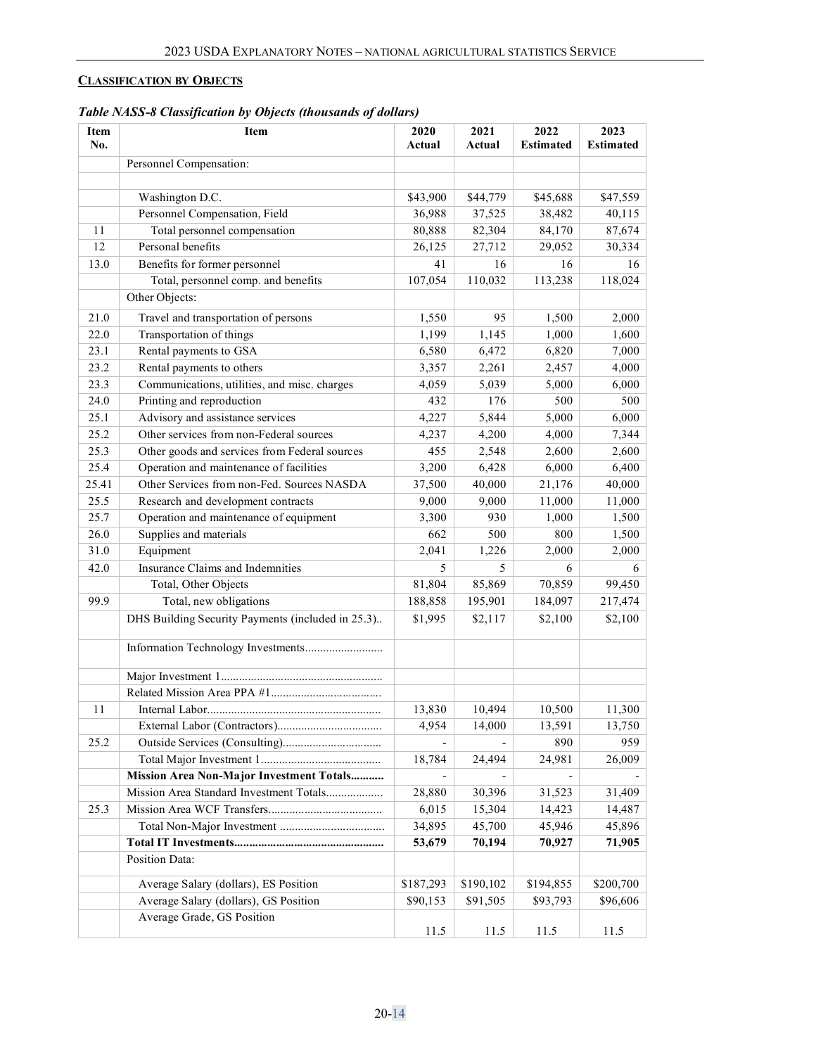## Classification by Objects

*Table NASS-8 Classification by Objects (thousands of dollars)*

| Item No. | Item | 2020 Actual | 2021 Actual | 2022 Estimated | 2023 Estimated |
|---|---|---|---|---|---|
| | Personnel Compensation: | | | | |
| | | | | | |
| | Washington D.C. | $43,900 | $44,779 | $45,688 | $47,559 |
| | Personnel Compensation, Field | 36,988 | 37,525 | 38,482 | 40,115 |
| 11 | Total personnel compensation | 80,888 | 82,304 | 84,170 | 87,674 |
| 12 | Personal benefits | 26,125 | 27,712 | 29,052 | 30,334 |
| 13.0 | Benefits for former personnel | 41 | 16 | 16 | 16 |
| | Total, personnel comp. and benefits | 107,054 | 110,032 | 113,238 | 118,024 |
| | Other Objects: | | | | |
| 21.0 | Travel and transportation of persons | 1,550 | 95 | 1,500 | 2,000 |
| 22.0 | Transportation of things | 1,199 | 1,145 | 1,000 | 1,600 |
| 23.1 | Rental payments to GSA | 6,580 | 6,472 | 6,820 | 7,000 |
| 23.2 | Rental payments to others | 3,357 | 2,261 | 2,457 | 4,000 |
| 23.3 | Communications, utilities, and misc. charges | 4,059 | 5,039 | 5,000 | 6,000 |
| 24.0 | Printing and reproduction | 432 | 176 | 500 | 500 |
| 25.1 | Advisory and assistance services | 4,227 | 5,844 | 5,000 | 6,000 |
| 25.2 | Other services from non-Federal sources | 4,237 | 4,200 | 4,000 | 7,344 |
| 25.3 | Other goods and services from Federal sources | 455 | 2,548 | 2,600 | 2,600 |
| 25.4 | Operation and maintenance of facilities | 3,200 | 6,428 | 6,000 | 6,400 |
| 25.41 | Other Services from non-Fed. Sources NASDA | 37,500 | 40,000 | 21,176 | 40,000 |
| 25.5 | Research and development contracts | 9,000 | 9,000 | 11,000 | 11,000 |
| 25.7 | Operation and maintenance of equipment | 3,300 | 930 | 1,000 | 1,500 |
| 26.0 | Supplies and materials | 662 | 500 | 800 | 1,500 |
| 31.0 | Equipment | 2,041 | 1,226 | 2,000 | 2,000 |
| 42.0 | Insurance Claims and Indemnities | 5 | 5 | 6 | 6 |
| | Total, Other Objects | 81,804 | 85,869 | 70,859 | 99,450 |
| 99.9 | Total, new obligations | 188,858 | 195,901 | 184,097 | 217,474 |
| | DHS Building Security Payments (included in 25.3).. | $1,995 | $2,117 | $2,100 | $2,100 |
| | Information Technology Investments.......................... | | | | |
| | Major Investment 1...................................................... | | | | |
| | Related Mission Area PPA #1.................................... | | | | |
| 11 | Internal Labor......................................................... | 13,830 | 10,494 | 10,500 | 11,300 |
| | External Labor (Contractors).................................. | 4,954 | 14,000 | 13,591 | 13,750 |
| 25.2 | Outside Services (Consulting)................................ | - | - | 890 | 959 |
| | Total Major Investment 1........................................ | 18,784 | 24,494 | 24,981 | 26,009 |
| | **Mission Area Non-Major Investment Totals...........** | - | - | - | - |
| | Mission Area Standard Investment Totals.................. | 28,880 | 30,396 | 31,523 | 31,409 |
| 25.3 | Mission Area WCF Transfers..................................... | 6,015 | 15,304 | 14,423 | 14,487 |
| | Total Non-Major Investment .................................. | 34,895 | 45,700 | 45,946 | 45,896 |
| | **Total IT Investments.................................................** | **53,679** | **70,194** | **70,927** | **71,905** |
| | Position Data: | | | | |
| | Average Salary (dollars), ES Position | $187,293 | $190,102 | $194,855 | $200,700 |
| | Average Salary (dollars), GS Position | $90,153 | $91,505 | $93,793 | $96,606 |
| | Average Grade, GS Position | 11.5 | 11.5 | 11.5 | 11.5 |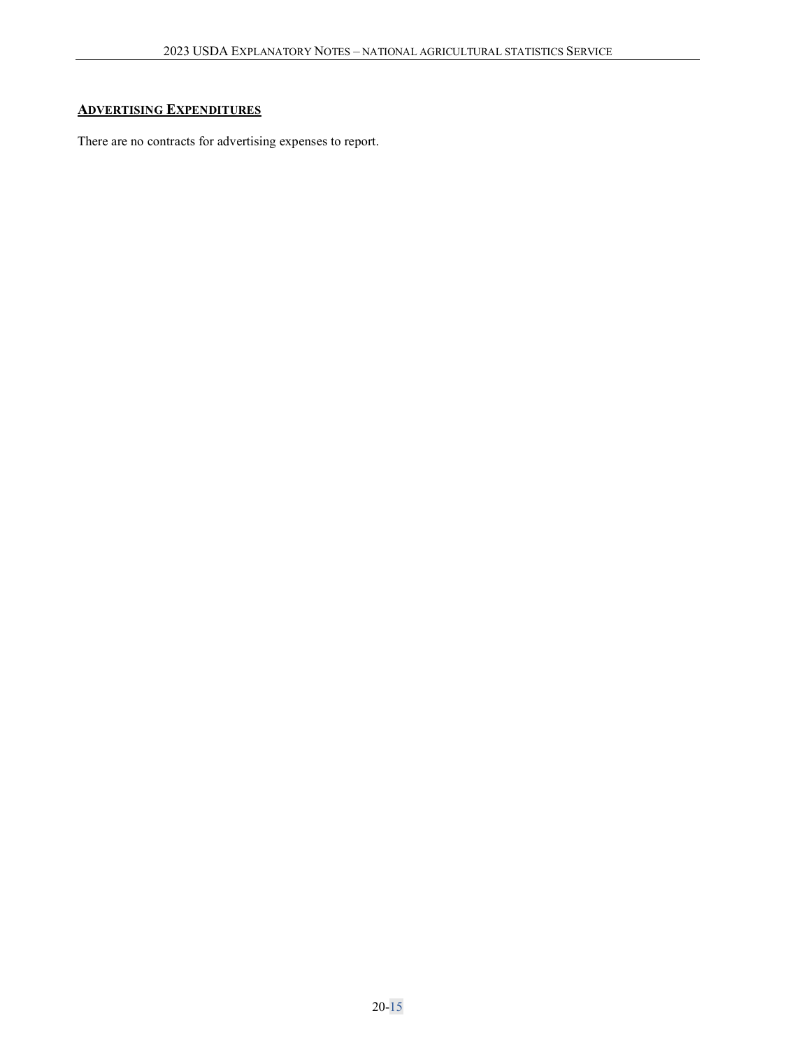## ADVERTISING EXPENDITURES

There are no contracts for advertising expenses to report.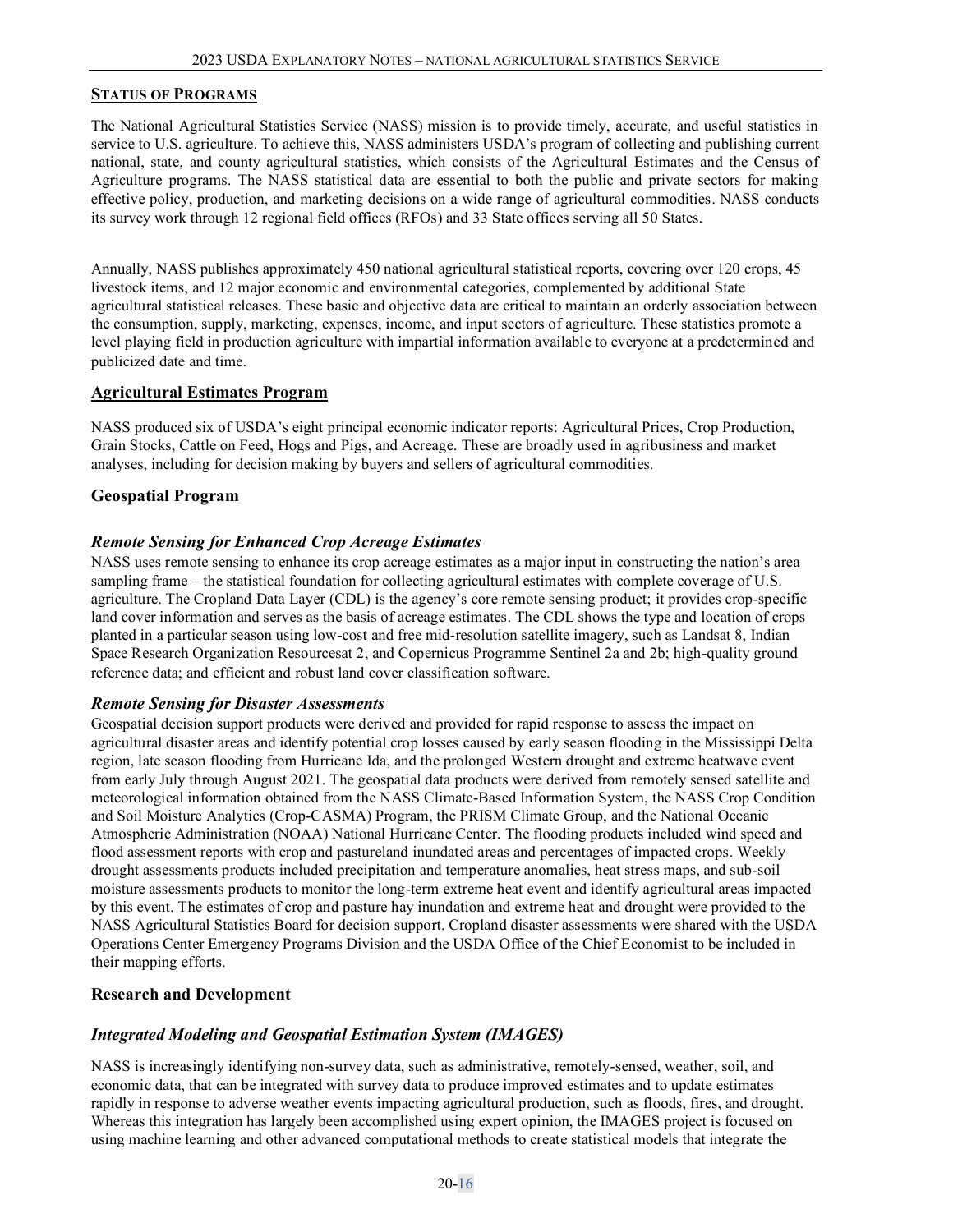## Status of Programs

The National Agricultural Statistics Service (NASS) mission is to provide timely, accurate, and useful statistics in service to U.S. agriculture. To achieve this, NASS administers USDA's program of collecting and publishing current national, state, and county agricultural statistics, which consists of the Agricultural Estimates and the Census of Agriculture programs. The NASS statistical data are essential to both the public and private sectors for making effective policy, production, and marketing decisions on a wide range of agricultural commodities. NASS conducts its survey work through 12 regional field offices (RFOs) and 33 State offices serving all 50 States.

Annually, NASS publishes approximately 450 national agricultural statistical reports, covering over 120 crops, 45 livestock items, and 12 major economic and environmental categories, complemented by additional State agricultural statistical releases. These basic and objective data are critical to maintain an orderly association between the consumption, supply, marketing, expenses, income, and input sectors of agriculture. These statistics promote a level playing field in production agriculture with impartial information available to everyone at a predetermined and publicized date and time.

### Agricultural Estimates Program

NASS produced six of USDA's eight principal economic indicator reports: Agricultural Prices, Crop Production, Grain Stocks, Cattle on Feed, Hogs and Pigs, and Acreage. These are broadly used in agribusiness and market analyses, including for decision making by buyers and sellers of agricultural commodities.

### Geospatial Program

#### *Remote Sensing for Enhanced Crop Acreage Estimates*

NASS uses remote sensing to enhance its crop acreage estimates as a major input in constructing the nation's area sampling frame – the statistical foundation for collecting agricultural estimates with complete coverage of U.S. agriculture. The Cropland Data Layer (CDL) is the agency's core remote sensing product; it provides crop-specific land cover information and serves as the basis of acreage estimates. The CDL shows the type and location of crops planted in a particular season using low-cost and free mid-resolution satellite imagery, such as Landsat 8, Indian Space Research Organization Resourcesat 2, and Copernicus Programme Sentinel 2a and 2b; high-quality ground reference data; and efficient and robust land cover classification software.

#### *Remote Sensing for Disaster Assessments*

Geospatial decision support products were derived and provided for rapid response to assess the impact on agricultural disaster areas and identify potential crop losses caused by early season flooding in the Mississippi Delta region, late season flooding from Hurricane Ida, and the prolonged Western drought and extreme heatwave event from early July through August 2021. The geospatial data products were derived from remotely sensed satellite and meteorological information obtained from the NASS Climate-Based Information System, the NASS Crop Condition and Soil Moisture Analytics (Crop-CASMA) Program, the PRISM Climate Group, and the National Oceanic Atmospheric Administration (NOAA) National Hurricane Center. The flooding products included wind speed and flood assessment reports with crop and pastureland inundated areas and percentages of impacted crops. Weekly drought assessments products included precipitation and temperature anomalies, heat stress maps, and sub-soil moisture assessments products to monitor the long-term extreme heat event and identify agricultural areas impacted by this event. The estimates of crop and pasture hay inundation and extreme heat and drought were provided to the NASS Agricultural Statistics Board for decision support. Cropland disaster assessments were shared with the USDA Operations Center Emergency Programs Division and the USDA Office of the Chief Economist to be included in their mapping efforts.

### Research and Development

#### *Integrated Modeling and Geospatial Estimation System (IMAGES)*

NASS is increasingly identifying non-survey data, such as administrative, remotely-sensed, weather, soil, and economic data, that can be integrated with survey data to produce improved estimates and to update estimates rapidly in response to adverse weather events impacting agricultural production, such as floods, fires, and drought. Whereas this integration has largely been accomplished using expert opinion, the IMAGES project is focused on using machine learning and other advanced computational methods to create statistical models that integrate the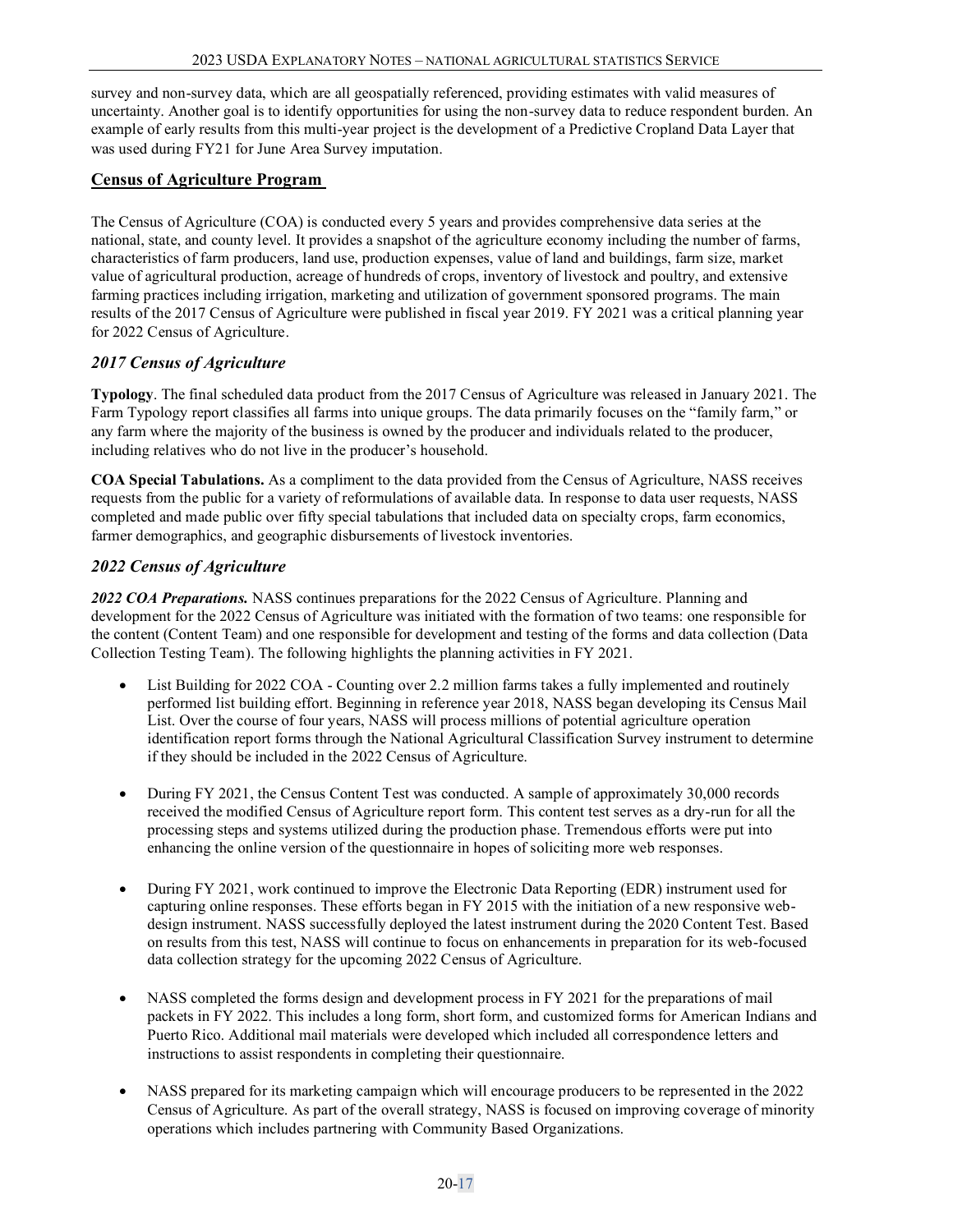survey and non-survey data, which are all geospatially referenced, providing estimates with valid measures of uncertainty. Another goal is to identify opportunities for using the non-survey data to reduce respondent burden. An example of early results from this multi-year project is the development of a Predictive Cropland Data Layer that was used during FY21 for June Area Survey imputation.

## Census of Agriculture Program

The Census of Agriculture (COA) is conducted every 5 years and provides comprehensive data series at the national, state, and county level. It provides a snapshot of the agriculture economy including the number of farms, characteristics of farm producers, land use, production expenses, value of land and buildings, farm size, market value of agricultural production, acreage of hundreds of crops, inventory of livestock and poultry, and extensive farming practices including irrigation, marketing and utilization of government sponsored programs. The main results of the 2017 Census of Agriculture were published in fiscal year 2019. FY 2021 was a critical planning year for 2022 Census of Agriculture.

### *2017 Census of Agriculture*

**Typology**. The final scheduled data product from the 2017 Census of Agriculture was released in January 2021. The Farm Typology report classifies all farms into unique groups. The data primarily focuses on the "family farm," or any farm where the majority of the business is owned by the producer and individuals related to the producer, including relatives who do not live in the producer's household.

**COA Special Tabulations.** As a compliment to the data provided from the Census of Agriculture, NASS receives requests from the public for a variety of reformulations of available data. In response to data user requests, NASS completed and made public over fifty special tabulations that included data on specialty crops, farm economics, farmer demographics, and geographic disbursements of livestock inventories.

### *2022 Census of Agriculture*

***2022 COA Preparations.*** NASS continues preparations for the 2022 Census of Agriculture. Planning and development for the 2022 Census of Agriculture was initiated with the formation of two teams: one responsible for the content (Content Team) and one responsible for development and testing of the forms and data collection (Data Collection Testing Team). The following highlights the planning activities in FY 2021.

- List Building for 2022 COA - Counting over 2.2 million farms takes a fully implemented and routinely performed list building effort. Beginning in reference year 2018, NASS began developing its Census Mail List. Over the course of four years, NASS will process millions of potential agriculture operation identification report forms through the National Agricultural Classification Survey instrument to determine if they should be included in the 2022 Census of Agriculture.

- During FY 2021, the Census Content Test was conducted. A sample of approximately 30,000 records received the modified Census of Agriculture report form. This content test serves as a dry-run for all the processing steps and systems utilized during the production phase. Tremendous efforts were put into enhancing the online version of the questionnaire in hopes of soliciting more web responses.

- During FY 2021, work continued to improve the Electronic Data Reporting (EDR) instrument used for capturing online responses. These efforts began in FY 2015 with the initiation of a new responsive web-design instrument. NASS successfully deployed the latest instrument during the 2020 Content Test. Based on results from this test, NASS will continue to focus on enhancements in preparation for its web-focused data collection strategy for the upcoming 2022 Census of Agriculture.

- NASS completed the forms design and development process in FY 2021 for the preparations of mail packets in FY 2022. This includes a long form, short form, and customized forms for American Indians and Puerto Rico. Additional mail materials were developed which included all correspondence letters and instructions to assist respondents in completing their questionnaire.

- NASS prepared for its marketing campaign which will encourage producers to be represented in the 2022 Census of Agriculture. As part of the overall strategy, NASS is focused on improving coverage of minority operations which includes partnering with Community Based Organizations.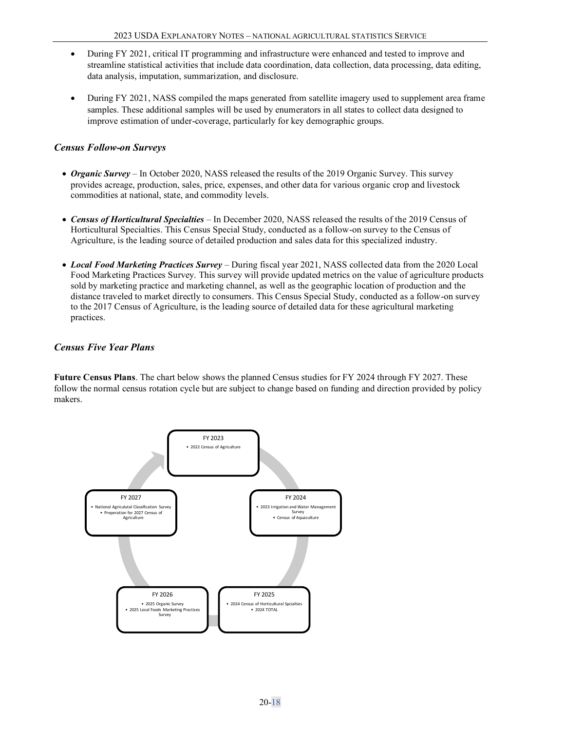- During FY 2021, critical IT programming and infrastructure were enhanced and tested to improve and streamline statistical activities that include data coordination, data collection, data processing, data editing, data analysis, imputation, summarization, and disclosure.

- During FY 2021, NASS compiled the maps generated from satellite imagery used to supplement area frame samples. These additional samples will be used by enumerators in all states to collect data designed to improve estimation of under-coverage, particularly for key demographic groups.

### *Census Follow-on Surveys*

- ***Organic Survey*** – In October 2020, NASS released the results of the 2019 Organic Survey. This survey provides acreage, production, sales, price, expenses, and other data for various organic crop and livestock commodities at national, state, and commodity levels.

- ***Census of Horticultural Specialties*** – In December 2020, NASS released the results of the 2019 Census of Horticultural Specialties. This Census Special Study, conducted as a follow-on survey to the Census of Agriculture, is the leading source of detailed production and sales data for this specialized industry.

- ***Local Food Marketing Practices Survey*** – During fiscal year 2021, NASS collected data from the 2020 Local Food Marketing Practices Survey. This survey will provide updated metrics on the value of agriculture products sold by marketing practice and marketing channel, as well as the geographic location of production and the distance traveled to market directly to consumers. This Census Special Study, conducted as a follow-on survey to the 2017 Census of Agriculture, is the leading source of detailed data for these agricultural marketing practices.

### *Census Five Year Plans*

**Future Census Plans**. The chart below shows the planned Census studies for FY 2024 through FY 2027. These follow the normal census rotation cycle but are subject to change based on funding and direction provided by policy makers.

FY 2023
- 2022 Census of Agriculture

FY 2024
- 2023 Irrigation and Water Management Survey
- Census of Aquaculture

FY 2025
- 2024 Census of Horticultural Spcialties
- 2024 TOTAL

FY 2026
- 2025 Organic Survey
- 2025 Local Foods Marketing Practices Survey

FY 2027
- National Agricululal Classification Survey
- Preperation for 2027 Census of Agriculture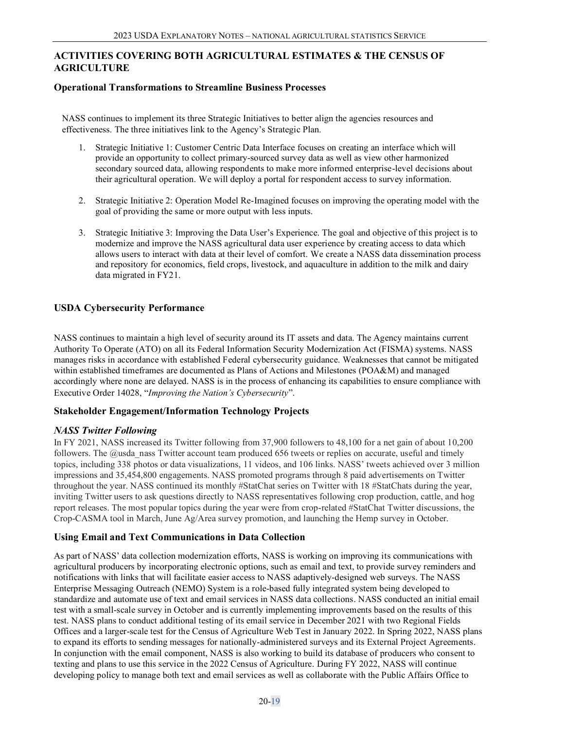## ACTIVITIES COVERING BOTH AGRICULTURAL ESTIMATES & THE CENSUS OF AGRICULTURE

### Operational Transformations to Streamline Business Processes

NASS continues to implement its three Strategic Initiatives to better align the agencies resources and effectiveness. The three initiatives link to the Agency's Strategic Plan.

1. Strategic Initiative 1: Customer Centric Data Interface focuses on creating an interface which will provide an opportunity to collect primary-sourced survey data as well as view other harmonized secondary sourced data, allowing respondents to make more informed enterprise-level decisions about their agricultural operation. We will deploy a portal for respondent access to survey information.

2. Strategic Initiative 2: Operation Model Re-Imagined focuses on improving the operating model with the goal of providing the same or more output with less inputs.

3. Strategic Initiative 3: Improving the Data User's Experience. The goal and objective of this project is to modernize and improve the NASS agricultural data user experience by creating access to data which allows users to interact with data at their level of comfort. We create a NASS data dissemination process and repository for economics, field crops, livestock, and aquaculture in addition to the milk and dairy data migrated in FY21.

### USDA Cybersecurity Performance

NASS continues to maintain a high level of security around its IT assets and data. The Agency maintains current Authority To Operate (ATO) on all its Federal Information Security Modernization Act (FISMA) systems. NASS manages risks in accordance with established Federal cybersecurity guidance. Weaknesses that cannot be mitigated within established timeframes are documented as Plans of Actions and Milestones (POA&M) and managed accordingly where none are delayed. NASS is in the process of enhancing its capabilities to ensure compliance with Executive Order 14028, "*Improving the Nation's Cybersecurity*".

### Stakeholder Engagement/Information Technology Projects

#### *NASS Twitter Following*

In FY 2021, NASS increased its Twitter following from 37,900 followers to 48,100 for a net gain of about 10,200 followers. The @usda_nass Twitter account team produced 656 tweets or replies on accurate, useful and timely topics, including 338 photos or data visualizations, 11 videos, and 106 links. NASS' tweets achieved over 3 million impressions and 35,454,800 engagements. NASS promoted programs through 8 paid advertisements on Twitter throughout the year. NASS continued its monthly #StatChat series on Twitter with 18 #StatChats during the year, inviting Twitter users to ask questions directly to NASS representatives following crop production, cattle, and hog report releases. The most popular topics during the year were from crop-related #StatChat Twitter discussions, the Crop-CASMA tool in March, June Ag/Area survey promotion, and launching the Hemp survey in October.

### Using Email and Text Communications in Data Collection

As part of NASS' data collection modernization efforts, NASS is working on improving its communications with agricultural producers by incorporating electronic options, such as email and text, to provide survey reminders and notifications with links that will facilitate easier access to NASS adaptively-designed web surveys. The NASS Enterprise Messaging Outreach (NEMO) System is a role-based fully integrated system being developed to standardize and automate use of text and email services in NASS data collections. NASS conducted an initial email test with a small-scale survey in October and is currently implementing improvements based on the results of this test. NASS plans to conduct additional testing of its email service in December 2021 with two Regional Fields Offices and a larger-scale test for the Census of Agriculture Web Test in January 2022. In Spring 2022, NASS plans to expand its efforts to sending messages for nationally-administered surveys and its External Project Agreements. In conjunction with the email component, NASS is also working to build its database of producers who consent to texting and plans to use this service in the 2022 Census of Agriculture. During FY 2022, NASS will continue developing policy to manage both text and email services as well as collaborate with the Public Affairs Office to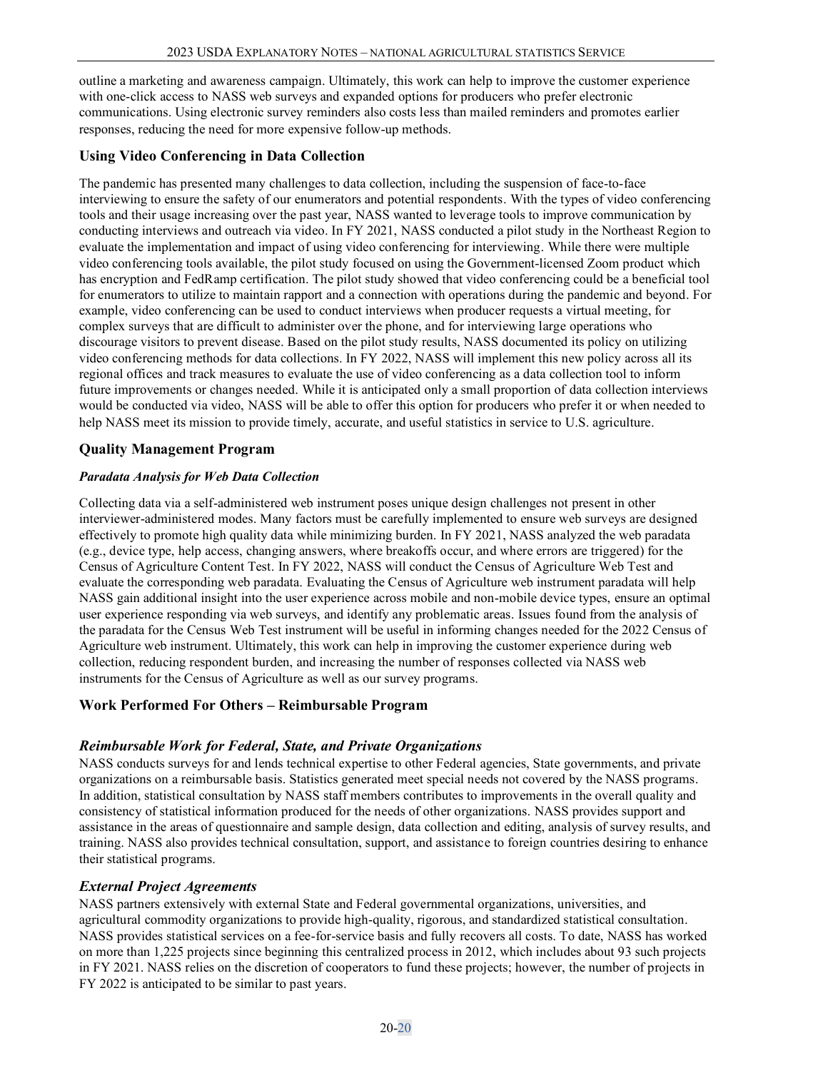outline a marketing and awareness campaign. Ultimately, this work can help to improve the customer experience with one-click access to NASS web surveys and expanded options for producers who prefer electronic communications. Using electronic survey reminders also costs less than mailed reminders and promotes earlier responses, reducing the need for more expensive follow-up methods.

### Using Video Conferencing in Data Collection

The pandemic has presented many challenges to data collection, including the suspension of face-to-face interviewing to ensure the safety of our enumerators and potential respondents. With the types of video conferencing tools and their usage increasing over the past year, NASS wanted to leverage tools to improve communication by conducting interviews and outreach via video. In FY 2021, NASS conducted a pilot study in the Northeast Region to evaluate the implementation and impact of using video conferencing for interviewing. While there were multiple video conferencing tools available, the pilot study focused on using the Government-licensed Zoom product which has encryption and FedRamp certification. The pilot study showed that video conferencing could be a beneficial tool for enumerators to utilize to maintain rapport and a connection with operations during the pandemic and beyond. For example, video conferencing can be used to conduct interviews when producer requests a virtual meeting, for complex surveys that are difficult to administer over the phone, and for interviewing large operations who discourage visitors to prevent disease. Based on the pilot study results, NASS documented its policy on utilizing video conferencing methods for data collections. In FY 2022, NASS will implement this new policy across all its regional offices and track measures to evaluate the use of video conferencing as a data collection tool to inform future improvements or changes needed. While it is anticipated only a small proportion of data collection interviews would be conducted via video, NASS will be able to offer this option for producers who prefer it or when needed to help NASS meet its mission to provide timely, accurate, and useful statistics in service to U.S. agriculture.

### Quality Management Program

#### *Paradata Analysis for Web Data Collection*

Collecting data via a self-administered web instrument poses unique design challenges not present in other interviewer-administered modes. Many factors must be carefully implemented to ensure web surveys are designed effectively to promote high quality data while minimizing burden. In FY 2021, NASS analyzed the web paradata (e.g., device type, help access, changing answers, where breakoffs occur, and where errors are triggered) for the Census of Agriculture Content Test. In FY 2022, NASS will conduct the Census of Agriculture Web Test and evaluate the corresponding web paradata. Evaluating the Census of Agriculture web instrument paradata will help NASS gain additional insight into the user experience across mobile and non-mobile device types, ensure an optimal user experience responding via web surveys, and identify any problematic areas. Issues found from the analysis of the paradata for the Census Web Test instrument will be useful in informing changes needed for the 2022 Census of Agriculture web instrument. Ultimately, this work can help in improving the customer experience during web collection, reducing respondent burden, and increasing the number of responses collected via NASS web instruments for the Census of Agriculture as well as our survey programs.

### Work Performed For Others – Reimbursable Program

#### *Reimbursable Work for Federal, State, and Private Organizations*

NASS conducts surveys for and lends technical expertise to other Federal agencies, State governments, and private organizations on a reimbursable basis. Statistics generated meet special needs not covered by the NASS programs. In addition, statistical consultation by NASS staff members contributes to improvements in the overall quality and consistency of statistical information produced for the needs of other organizations. NASS provides support and assistance in the areas of questionnaire and sample design, data collection and editing, analysis of survey results, and training. NASS also provides technical consultation, support, and assistance to foreign countries desiring to enhance their statistical programs.

#### *External Project Agreements*

NASS partners extensively with external State and Federal governmental organizations, universities, and agricultural commodity organizations to provide high-quality, rigorous, and standardized statistical consultation. NASS provides statistical services on a fee-for-service basis and fully recovers all costs. To date, NASS has worked on more than 1,225 projects since beginning this centralized process in 2012, which includes about 93 such projects in FY 2021. NASS relies on the discretion of cooperators to fund these projects; however, the number of projects in FY 2022 is anticipated to be similar to past years.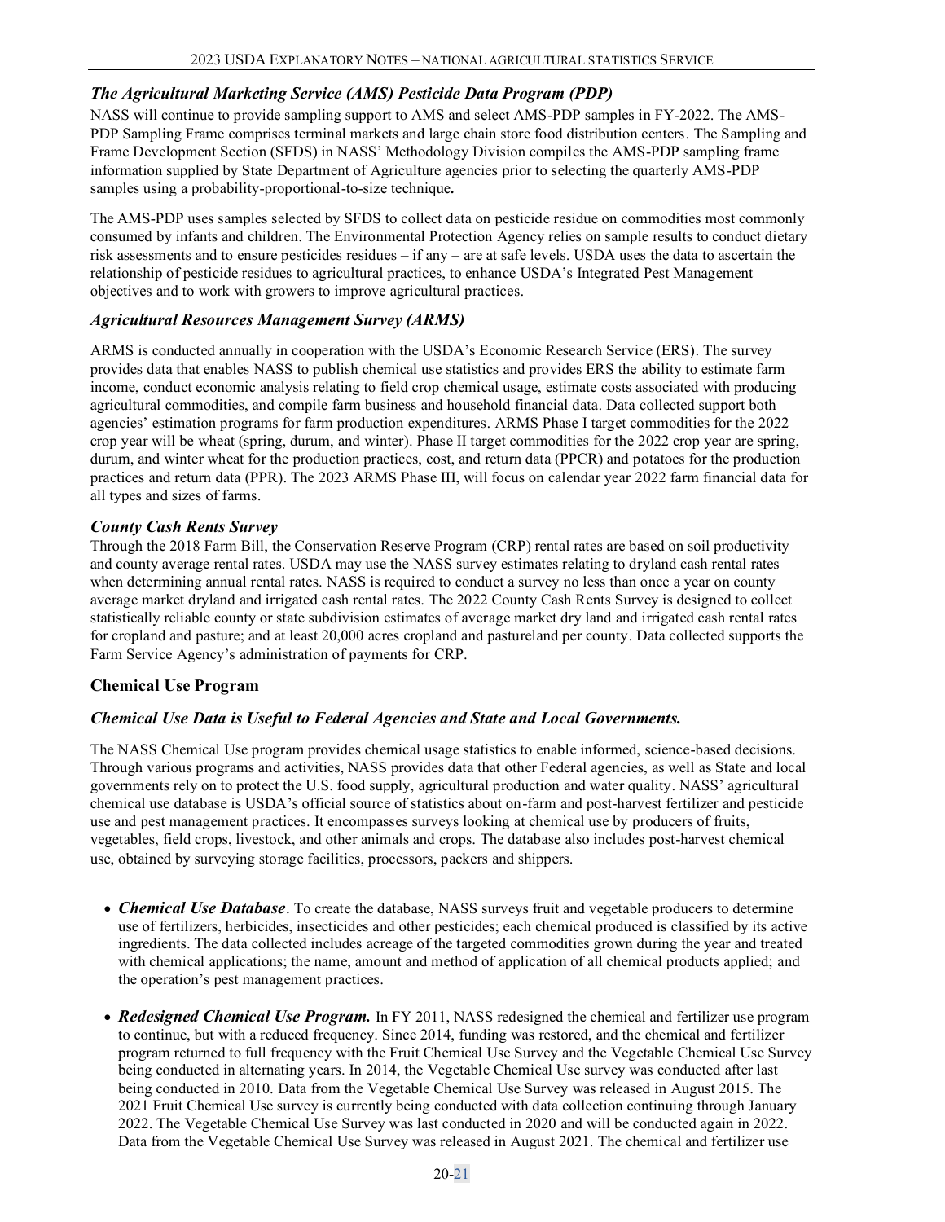### *The Agricultural Marketing Service (AMS) Pesticide Data Program (PDP)*

NASS will continue to provide sampling support to AMS and select AMS-PDP samples in FY-2022. The AMS-PDP Sampling Frame comprises terminal markets and large chain store food distribution centers. The Sampling and Frame Development Section (SFDS) in NASS' Methodology Division compiles the AMS-PDP sampling frame information supplied by State Department of Agriculture agencies prior to selecting the quarterly AMS-PDP samples using a probability-proportional-to-size technique**.**

The AMS-PDP uses samples selected by SFDS to collect data on pesticide residue on commodities most commonly consumed by infants and children. The Environmental Protection Agency relies on sample results to conduct dietary risk assessments and to ensure pesticides residues – if any – are at safe levels. USDA uses the data to ascertain the relationship of pesticide residues to agricultural practices, to enhance USDA's Integrated Pest Management objectives and to work with growers to improve agricultural practices.

### *Agricultural Resources Management Survey (ARMS)*

ARMS is conducted annually in cooperation with the USDA's Economic Research Service (ERS). The survey provides data that enables NASS to publish chemical use statistics and provides ERS the ability to estimate farm income, conduct economic analysis relating to field crop chemical usage, estimate costs associated with producing agricultural commodities, and compile farm business and household financial data. Data collected support both agencies' estimation programs for farm production expenditures. ARMS Phase I target commodities for the 2022 crop year will be wheat (spring, durum, and winter). Phase II target commodities for the 2022 crop year are spring, durum, and winter wheat for the production practices, cost, and return data (PPCR) and potatoes for the production practices and return data (PPR). The 2023 ARMS Phase III, will focus on calendar year 2022 farm financial data for all types and sizes of farms.

### *County Cash Rents Survey*

Through the 2018 Farm Bill, the Conservation Reserve Program (CRP) rental rates are based on soil productivity and county average rental rates. USDA may use the NASS survey estimates relating to dryland cash rental rates when determining annual rental rates. NASS is required to conduct a survey no less than once a year on county average market dryland and irrigated cash rental rates. The 2022 County Cash Rents Survey is designed to collect statistically reliable county or state subdivision estimates of average market dry land and irrigated cash rental rates for cropland and pasture; and at least 20,000 acres cropland and pastureland per county. Data collected supports the Farm Service Agency's administration of payments for CRP.

## Chemical Use Program

### *Chemical Use Data is Useful to Federal Agencies and State and Local Governments.*

The NASS Chemical Use program provides chemical usage statistics to enable informed, science-based decisions. Through various programs and activities, NASS provides data that other Federal agencies, as well as State and local governments rely on to protect the U.S. food supply, agricultural production and water quality. NASS' agricultural chemical use database is USDA's official source of statistics about on-farm and post-harvest fertilizer and pesticide use and pest management practices. It encompasses surveys looking at chemical use by producers of fruits, vegetables, field crops, livestock, and other animals and crops. The database also includes post-harvest chemical use, obtained by surveying storage facilities, processors, packers and shippers.

- ***Chemical Use Database***. To create the database, NASS surveys fruit and vegetable producers to determine use of fertilizers, herbicides, insecticides and other pesticides; each chemical produced is classified by its active ingredients. The data collected includes acreage of the targeted commodities grown during the year and treated with chemical applications; the name, amount and method of application of all chemical products applied; and the operation's pest management practices.
- ***Redesigned Chemical Use Program.*** In FY 2011, NASS redesigned the chemical and fertilizer use program to continue, but with a reduced frequency. Since 2014, funding was restored, and the chemical and fertilizer program returned to full frequency with the Fruit Chemical Use Survey and the Vegetable Chemical Use Survey being conducted in alternating years. In 2014, the Vegetable Chemical Use survey was conducted after last being conducted in 2010. Data from the Vegetable Chemical Use Survey was released in August 2015. The 2021 Fruit Chemical Use survey is currently being conducted with data collection continuing through January 2022. The Vegetable Chemical Use Survey was last conducted in 2020 and will be conducted again in 2022. Data from the Vegetable Chemical Use Survey was released in August 2021. The chemical and fertilizer use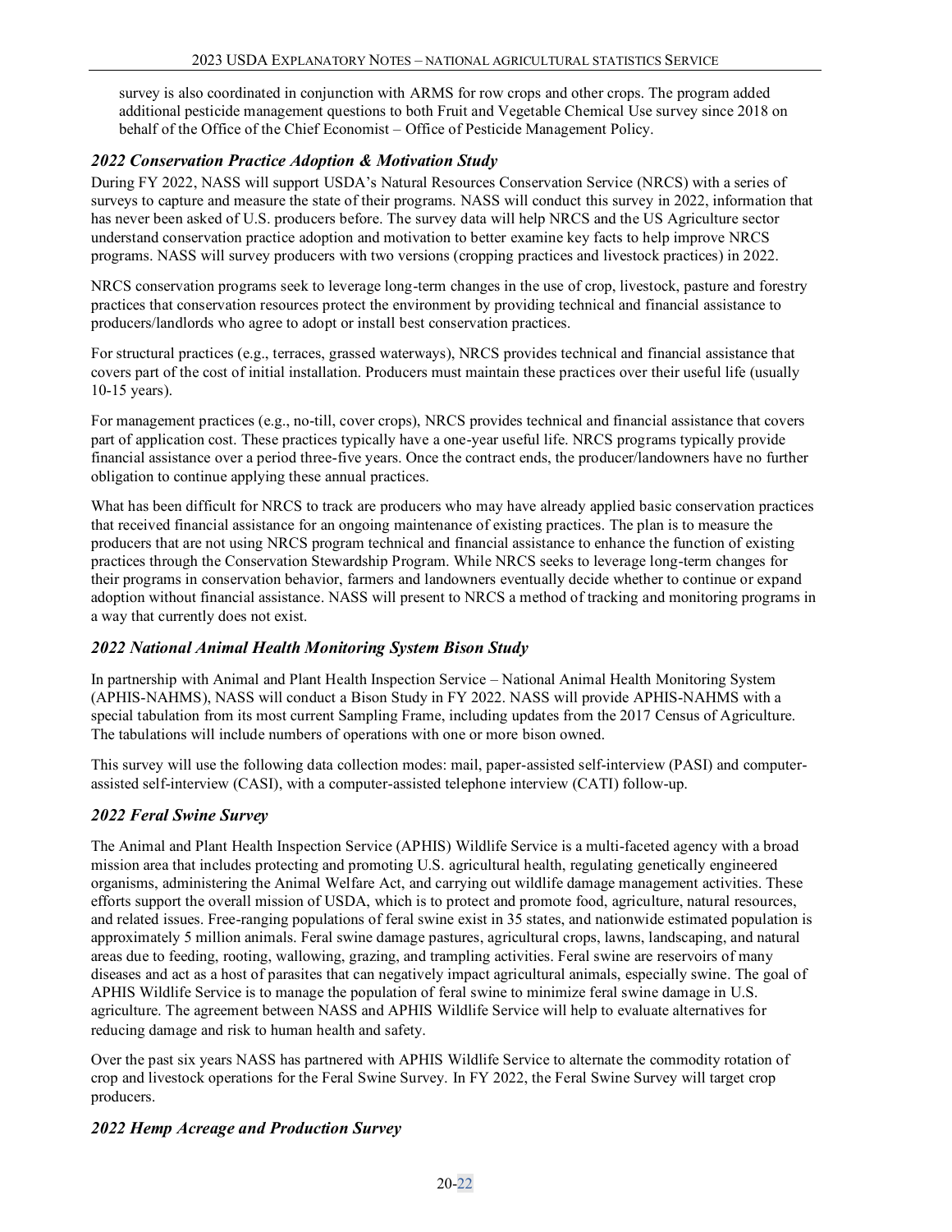survey is also coordinated in conjunction with ARMS for row crops and other crops. The program added additional pesticide management questions to both Fruit and Vegetable Chemical Use survey since 2018 on behalf of the Office of the Chief Economist – Office of Pesticide Management Policy.

### *2022 Conservation Practice Adoption & Motivation Study*

During FY 2022, NASS will support USDA's Natural Resources Conservation Service (NRCS) with a series of surveys to capture and measure the state of their programs. NASS will conduct this survey in 2022, information that has never been asked of U.S. producers before. The survey data will help NRCS and the US Agriculture sector understand conservation practice adoption and motivation to better examine key facts to help improve NRCS programs. NASS will survey producers with two versions (cropping practices and livestock practices) in 2022.

NRCS conservation programs seek to leverage long-term changes in the use of crop, livestock, pasture and forestry practices that conservation resources protect the environment by providing technical and financial assistance to producers/landlords who agree to adopt or install best conservation practices.

For structural practices (e.g., terraces, grassed waterways), NRCS provides technical and financial assistance that covers part of the cost of initial installation. Producers must maintain these practices over their useful life (usually 10-15 years).

For management practices (e.g., no-till, cover crops), NRCS provides technical and financial assistance that covers part of application cost. These practices typically have a one-year useful life. NRCS programs typically provide financial assistance over a period three-five years. Once the contract ends, the producer/landowners have no further obligation to continue applying these annual practices.

What has been difficult for NRCS to track are producers who may have already applied basic conservation practices that received financial assistance for an ongoing maintenance of existing practices. The plan is to measure the producers that are not using NRCS program technical and financial assistance to enhance the function of existing practices through the Conservation Stewardship Program. While NRCS seeks to leverage long-term changes for their programs in conservation behavior, farmers and landowners eventually decide whether to continue or expand adoption without financial assistance. NASS will present to NRCS a method of tracking and monitoring programs in a way that currently does not exist.

### *2022 National Animal Health Monitoring System Bison Study*

In partnership with Animal and Plant Health Inspection Service – National Animal Health Monitoring System (APHIS-NAHMS), NASS will conduct a Bison Study in FY 2022. NASS will provide APHIS-NAHMS with a special tabulation from its most current Sampling Frame, including updates from the 2017 Census of Agriculture. The tabulations will include numbers of operations with one or more bison owned.

This survey will use the following data collection modes: mail, paper-assisted self-interview (PASI) and computer-assisted self-interview (CASI), with a computer-assisted telephone interview (CATI) follow-up.

### *2022 Feral Swine Survey*

The Animal and Plant Health Inspection Service (APHIS) Wildlife Service is a multi-faceted agency with a broad mission area that includes protecting and promoting U.S. agricultural health, regulating genetically engineered organisms, administering the Animal Welfare Act, and carrying out wildlife damage management activities. These efforts support the overall mission of USDA, which is to protect and promote food, agriculture, natural resources, and related issues. Free-ranging populations of feral swine exist in 35 states, and nationwide estimated population is approximately 5 million animals. Feral swine damage pastures, agricultural crops, lawns, landscaping, and natural areas due to feeding, rooting, wallowing, grazing, and trampling activities. Feral swine are reservoirs of many diseases and act as a host of parasites that can negatively impact agricultural animals, especially swine. The goal of APHIS Wildlife Service is to manage the population of feral swine to minimize feral swine damage in U.S. agriculture. The agreement between NASS and APHIS Wildlife Service will help to evaluate alternatives for reducing damage and risk to human health and safety.

Over the past six years NASS has partnered with APHIS Wildlife Service to alternate the commodity rotation of crop and livestock operations for the Feral Swine Survey. In FY 2022, the Feral Swine Survey will target crop producers.

### *2022 Hemp Acreage and Production Survey*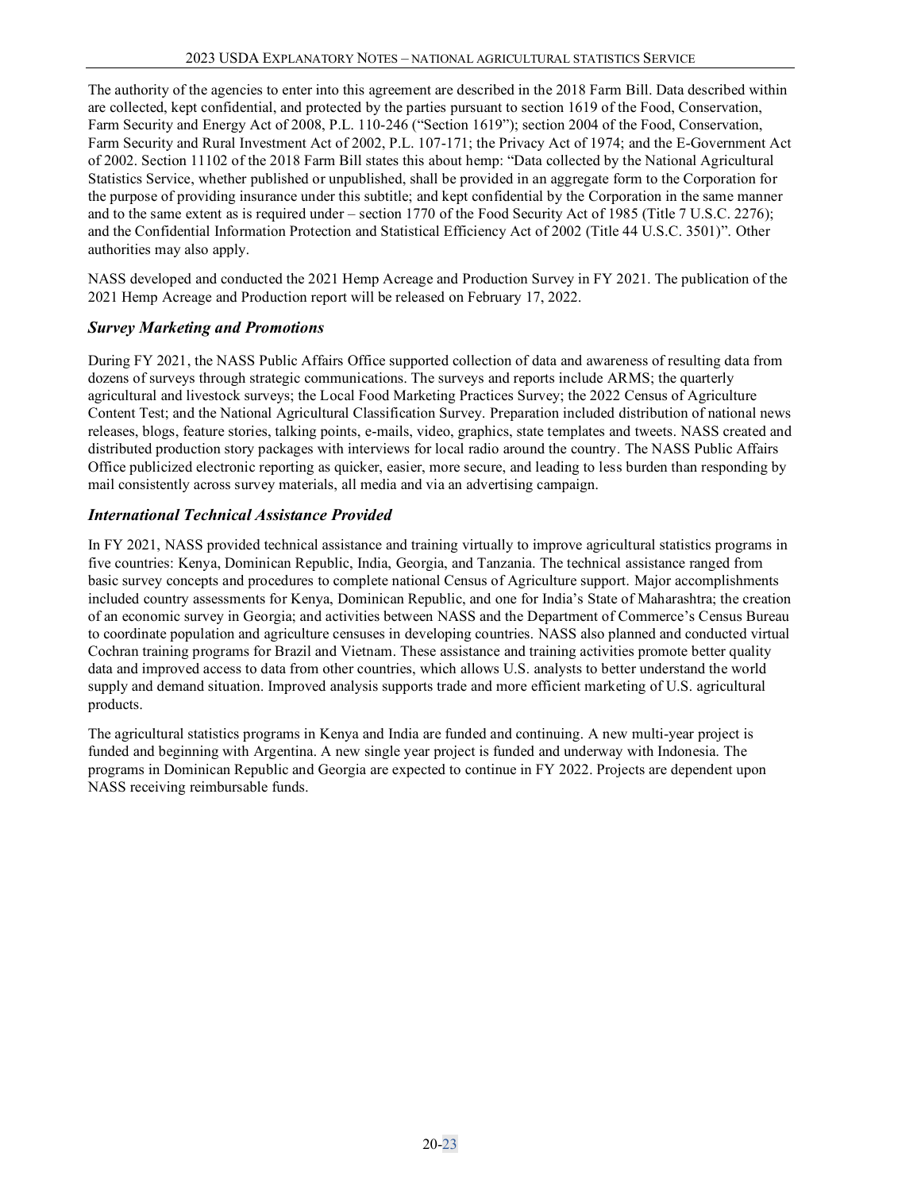The authority of the agencies to enter into this agreement are described in the 2018 Farm Bill. Data described within are collected, kept confidential, and protected by the parties pursuant to section 1619 of the Food, Conservation, Farm Security and Energy Act of 2008, P.L. 110-246 ("Section 1619"); section 2004 of the Food, Conservation, Farm Security and Rural Investment Act of 2002, P.L. 107-171; the Privacy Act of 1974; and the E-Government Act of 2002. Section 11102 of the 2018 Farm Bill states this about hemp: "Data collected by the National Agricultural Statistics Service, whether published or unpublished, shall be provided in an aggregate form to the Corporation for the purpose of providing insurance under this subtitle; and kept confidential by the Corporation in the same manner and to the same extent as is required under – section 1770 of the Food Security Act of 1985 (Title 7 U.S.C. 2276); and the Confidential Information Protection and Statistical Efficiency Act of 2002 (Title 44 U.S.C. 3501)". Other authorities may also apply.

NASS developed and conducted the 2021 Hemp Acreage and Production Survey in FY 2021. The publication of the 2021 Hemp Acreage and Production report will be released on February 17, 2022.

### *Survey Marketing and Promotions*

During FY 2021, the NASS Public Affairs Office supported collection of data and awareness of resulting data from dozens of surveys through strategic communications. The surveys and reports include ARMS; the quarterly agricultural and livestock surveys; the Local Food Marketing Practices Survey; the 2022 Census of Agriculture Content Test; and the National Agricultural Classification Survey. Preparation included distribution of national news releases, blogs, feature stories, talking points, e-mails, video, graphics, state templates and tweets. NASS created and distributed production story packages with interviews for local radio around the country. The NASS Public Affairs Office publicized electronic reporting as quicker, easier, more secure, and leading to less burden than responding by mail consistently across survey materials, all media and via an advertising campaign.

### *International Technical Assistance Provided*

In FY 2021, NASS provided technical assistance and training virtually to improve agricultural statistics programs in five countries: Kenya, Dominican Republic, India, Georgia, and Tanzania. The technical assistance ranged from basic survey concepts and procedures to complete national Census of Agriculture support. Major accomplishments included country assessments for Kenya, Dominican Republic, and one for India's State of Maharashtra; the creation of an economic survey in Georgia; and activities between NASS and the Department of Commerce's Census Bureau to coordinate population and agriculture censuses in developing countries. NASS also planned and conducted virtual Cochran training programs for Brazil and Vietnam. These assistance and training activities promote better quality data and improved access to data from other countries, which allows U.S. analysts to better understand the world supply and demand situation. Improved analysis supports trade and more efficient marketing of U.S. agricultural products.

The agricultural statistics programs in Kenya and India are funded and continuing. A new multi-year project is funded and beginning with Argentina. A new single year project is funded and underway with Indonesia. The programs in Dominican Republic and Georgia are expected to continue in FY 2022. Projects are dependent upon NASS receiving reimbursable funds.